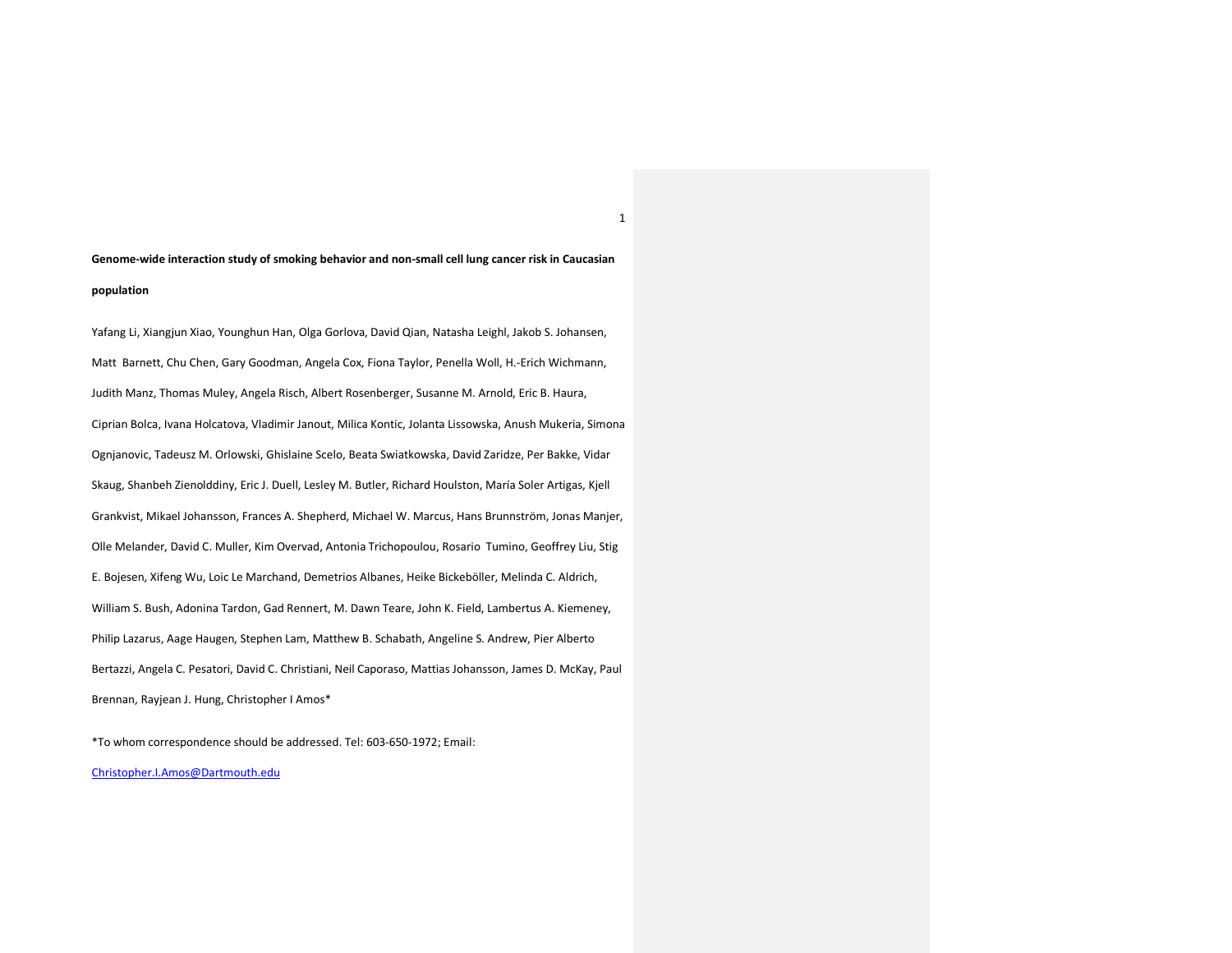**Genome-wide interaction study of smoking behavior and non-small cell lung cancer risk in Caucasian population**

Yafang Li, Xiangjun Xiao, Younghun Han, Olga Gorlova, David Qian, Natasha Leighl, Jakob S. Johansen, Matt Barnett, Chu Chen, Gary Goodman, Angela Cox, Fiona Taylor, Penella Woll, H.-Erich Wichmann, Judith Manz, Thomas Muley, Angela Risch, Albert Rosenberger, Susanne M. Arnold, Eric B. Haura, Ciprian Bolca, Ivana Holcatova, Vladimir Janout, Milica Kontic, Jolanta Lissowska, Anush Mukeria, Simona Ognjanovic, Tadeusz M. Orlowski, Ghislaine Scelo, Beata Swiatkowska, David Zaridze, Per Bakke, Vidar Skaug, Shanbeh Zienolddiny, Eric J. Duell, Lesley M. Butler, Richard Houlston, María Soler Artigas, Kjell Grankvist, Mikael Johansson, Frances A. Shepherd, Michael W. Marcus, Hans Brunnström, Jonas Manjer, Olle Melander, David C. Muller, Kim Overvad, Antonia Trichopoulou, Rosario Tumino, Geoffrey Liu, Stig E. Bojesen, Xifeng Wu, Loic Le Marchand, Demetrios Albanes, Heike Bickeböller, Melinda C. Aldrich, William S. Bush, Adonina Tardon, Gad Rennert, M. Dawn Teare, John K. Field, Lambertus A. Kiemeney, Philip Lazarus, Aage Haugen, Stephen Lam, Matthew B. Schabath, Angeline S. Andrew, Pier Alberto Bertazzi, Angela C. Pesatori, David C. Christiani, Neil Caporaso, Mattias Johansson, James D. McKay, Paul Brennan, Rayjean J. Hung, Christopher I Amos*

*To whom correspondence should be addressed. Tel: 603-650-1972; Email: Christopher.I.Amos@Dartmouth.edu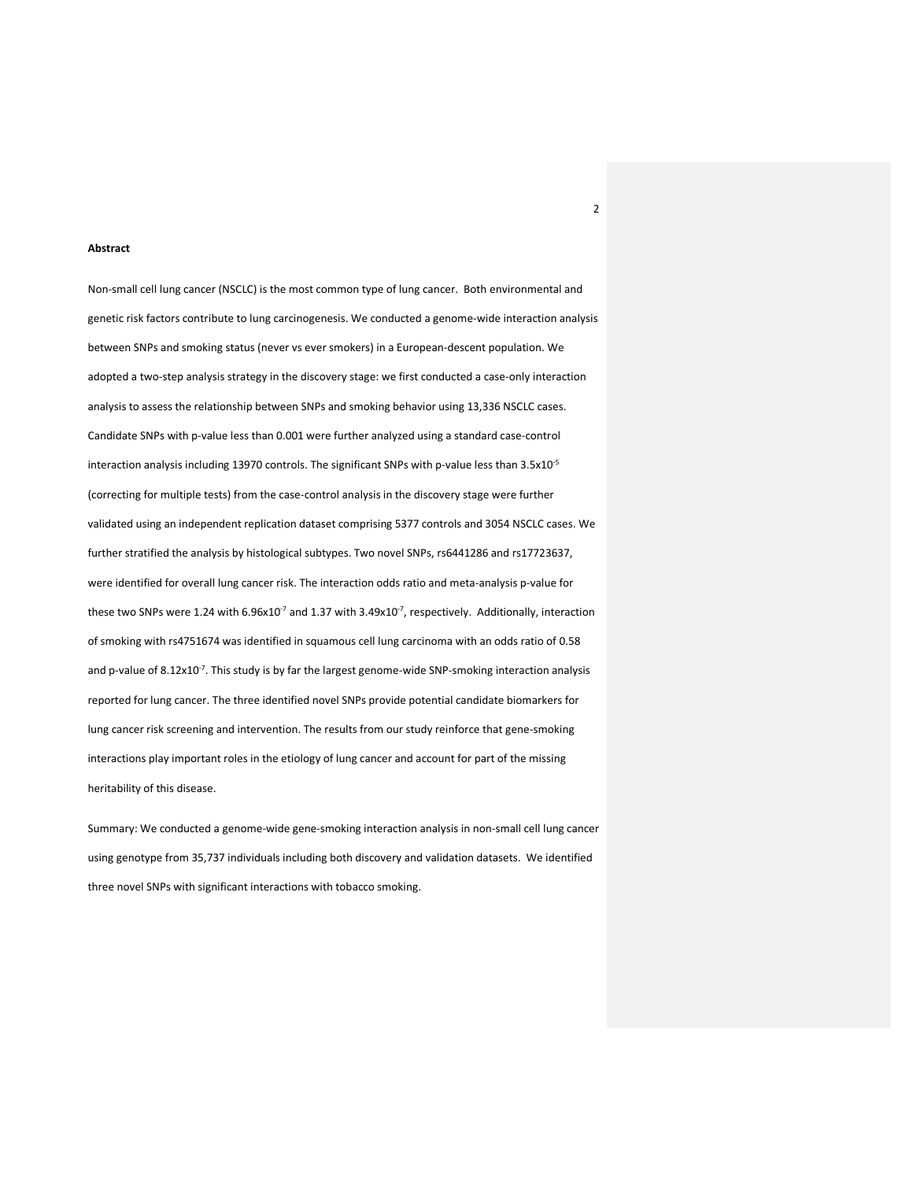**Abstract**

Non-small cell lung cancer (NSCLC) is the most common type of lung cancer. Both environmental and genetic risk factors contribute to lung carcinogenesis. We conducted a genome-wide interaction analysis between SNPs and smoking status (never vs ever smokers) in a European-descent population. We adopted a two-step analysis strategy in the discovery stage: we first conducted a case-only interaction analysis to assess the relationship between SNPs and smoking behavior using 13,336 NSCLC cases. Candidate SNPs with p-value less than 0.001 were further analyzed using a standard case-control interaction analysis including 13970 controls. The significant SNPs with p-value less than $3.5 \times 10^{-5}$ (correcting for multiple tests) from the case-control analysis in the discovery stage were further validated using an independent replication dataset comprising 5377 controls and 3054 NSCLC cases. We further stratified the analysis by histological subtypes. Two novel SNPs, rs6441286 and rs17723637, were identified for overall lung cancer risk. The interaction odds ratio and meta-analysis p-value for these two SNPs were 1.24 with $6.96 \times 10^{-7}$ and 1.37 with $3.49 \times 10^{-7}$, respectively. Additionally, interaction of smoking with rs4751674 was identified in squamous cell lung carcinoma with an odds ratio of 0.58 and p-value of $8.12 \times 10^{-7}$. This study is by far the largest genome-wide SNP-smoking interaction analysis reported for lung cancer. The three identified novel SNPs provide potential candidate biomarkers for lung cancer risk screening and intervention. The results from our study reinforce that gene-smoking interactions play important roles in the etiology of lung cancer and account for part of the missing heritability of this disease.

Summary: We conducted a genome-wide gene-smoking interaction analysis in non-small cell lung cancer using genotype from 35,737 individuals including both discovery and validation datasets. We identified three novel SNPs with significant interactions with tobacco smoking.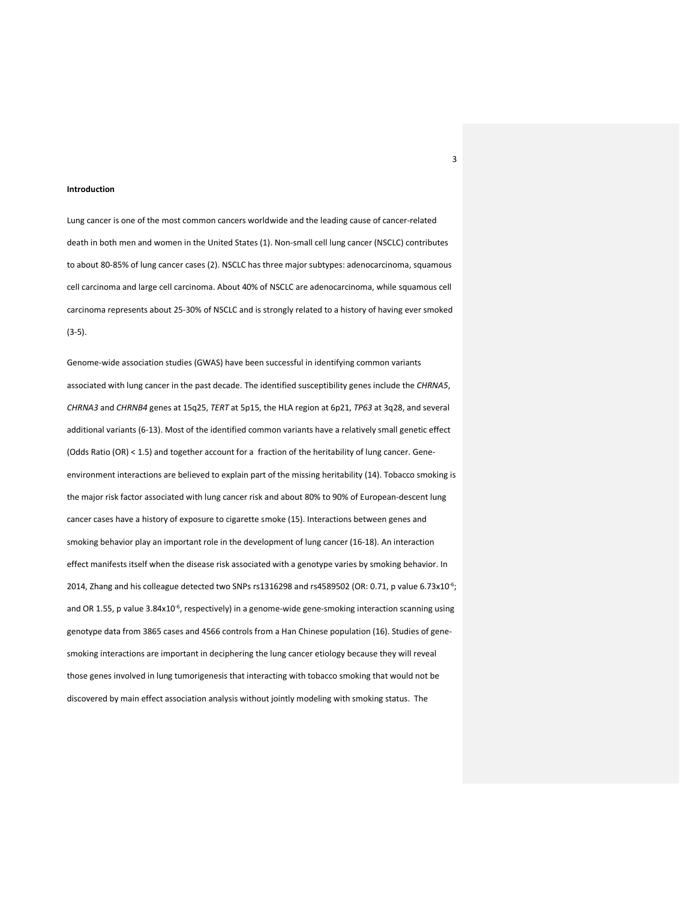**Introduction**

Lung cancer is one of the most common cancers worldwide and the leading cause of cancer-related death in both men and women in the United States (1). Non-small cell lung cancer (NSCLC) contributes to about 80-85% of lung cancer cases (2). NSCLC has three major subtypes: adenocarcinoma, squamous cell carcinoma and large cell carcinoma. About 40% of NSCLC are adenocarcinoma, while squamous cell carcinoma represents about 25-30% of NSCLC and is strongly related to a history of having ever smoked (3-5).

Genome-wide association studies (GWAS) have been successful in identifying common variants associated with lung cancer in the past decade. The identified susceptibility genes include the *CHRNA5*, *CHRNA3* and *CHRNB4* genes at 15q25, *TERT* at 5p15, the HLA region at 6p21, *TP63* at 3q28, and several additional variants (6-13). Most of the identified common variants have a relatively small genetic effect (Odds Ratio (OR) < 1.5) and together account for a fraction of the heritability of lung cancer. Gene-environment interactions are believed to explain part of the missing heritability (14). Tobacco smoking is the major risk factor associated with lung cancer risk and about 80% to 90% of European-descent lung cancer cases have a history of exposure to cigarette smoke (15). Interactions between genes and smoking behavior play an important role in the development of lung cancer (16-18). An interaction effect manifests itself when the disease risk associated with a genotype varies by smoking behavior. In 2014, Zhang and his colleague detected two SNPs rs1316298 and rs4589502 (OR: 0.71, p value $6.73 \times 10^{-6}$; and OR 1.55, p value $3.84 \times 10^{-6}$, respectively) in a genome-wide gene-smoking interaction scanning using genotype data from 3865 cases and 4566 controls from a Han Chinese population (16). Studies of gene-smoking interactions are important in deciphering the lung cancer etiology because they will reveal those genes involved in lung tumorigenesis that interacting with tobacco smoking that would not be discovered by main effect association analysis without jointly modeling with smoking status. The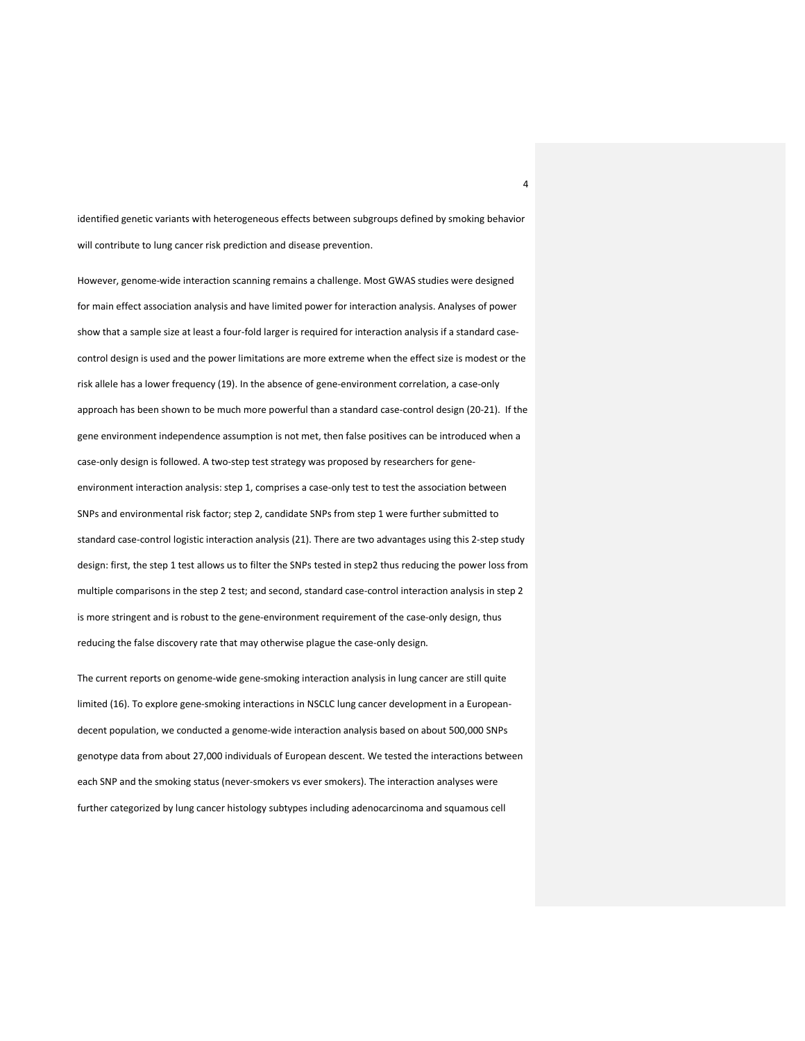identified genetic variants with heterogeneous effects between subgroups defined by smoking behavior will contribute to lung cancer risk prediction and disease prevention.

However, genome-wide interaction scanning remains a challenge. Most GWAS studies were designed for main effect association analysis and have limited power for interaction analysis. Analyses of power show that a sample size at least a four-fold larger is required for interaction analysis if a standard case-control design is used and the power limitations are more extreme when the effect size is modest or the risk allele has a lower frequency (19). In the absence of gene-environment correlation, a case-only approach has been shown to be much more powerful than a standard case-control design (20-21). If the gene environment independence assumption is not met, then false positives can be introduced when a case-only design is followed. A two-step test strategy was proposed by researchers for gene-environment interaction analysis: step 1, comprises a case-only test to test the association between SNPs and environmental risk factor; step 2, candidate SNPs from step 1 were further submitted to standard case-control logistic interaction analysis (21). There are two advantages using this 2-step study design: first, the step 1 test allows us to filter the SNPs tested in step2 thus reducing the power loss from multiple comparisons in the step 2 test; and second, standard case-control interaction analysis in step 2 is more stringent and is robust to the gene-environment requirement of the case-only design, thus reducing the false discovery rate that may otherwise plague the case-only design.

The current reports on genome-wide gene-smoking interaction analysis in lung cancer are still quite limited (16). To explore gene-smoking interactions in NSCLC lung cancer development in a European-decent population, we conducted a genome-wide interaction analysis based on about 500,000 SNPs genotype data from about 27,000 individuals of European descent. We tested the interactions between each SNP and the smoking status (never-smokers vs ever smokers). The interaction analyses were further categorized by lung cancer histology subtypes including adenocarcinoma and squamous cell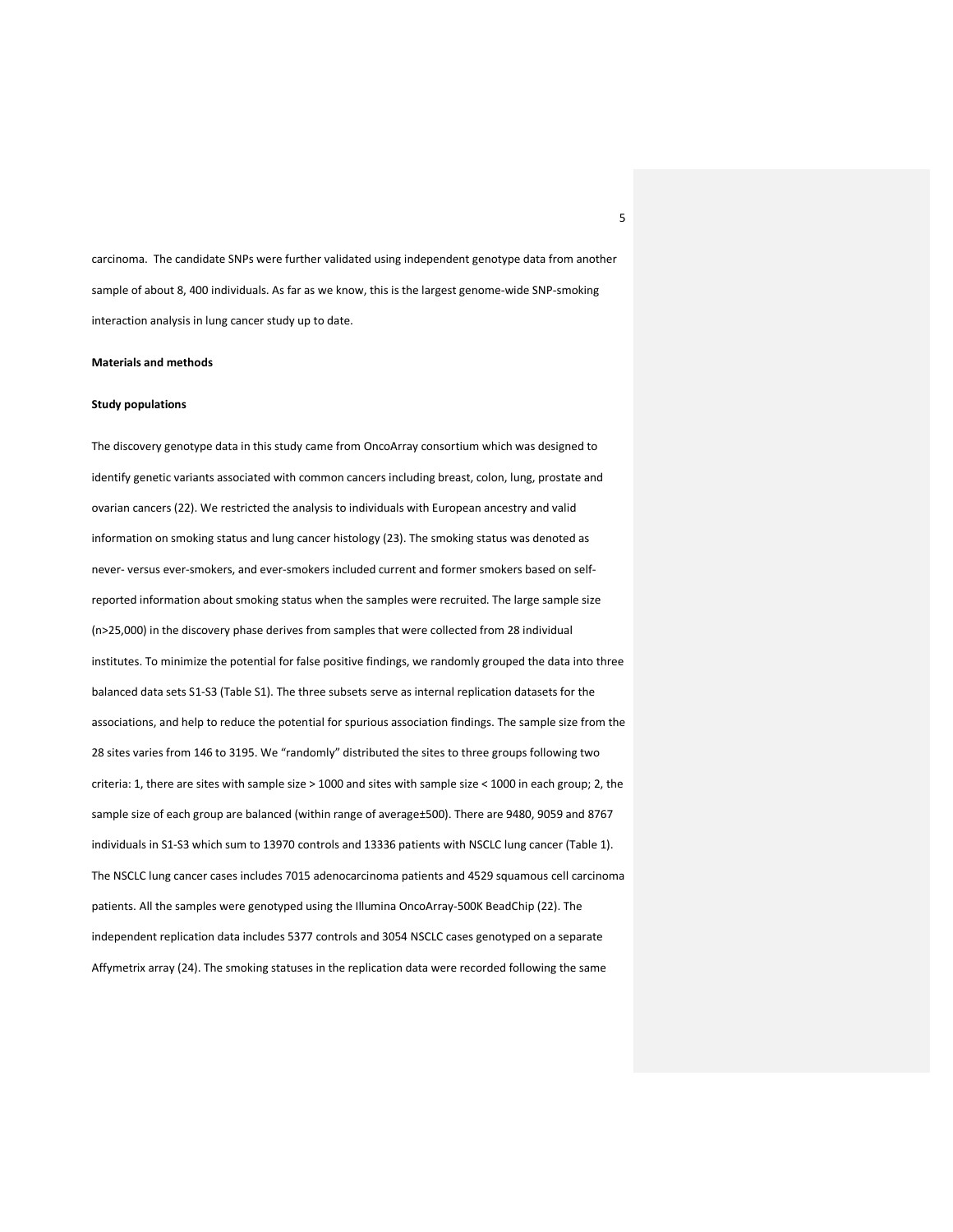carcinoma. The candidate SNPs were further validated using independent genotype data from another sample of about 8, 400 individuals. As far as we know, this is the largest genome-wide SNP-smoking interaction analysis in lung cancer study up to date.

**Materials and methods**

**Study populations**

The discovery genotype data in this study came from OncoArray consortium which was designed to identify genetic variants associated with common cancers including breast, colon, lung, prostate and ovarian cancers (22). We restricted the analysis to individuals with European ancestry and valid information on smoking status and lung cancer histology (23). The smoking status was denoted as never- versus ever-smokers, and ever-smokers included current and former smokers based on self-reported information about smoking status when the samples were recruited. The large sample size (n>25,000) in the discovery phase derives from samples that were collected from 28 individual institutes. To minimize the potential for false positive findings, we randomly grouped the data into three balanced data sets S1-S3 (Table S1). The three subsets serve as internal replication datasets for the associations, and help to reduce the potential for spurious association findings. The sample size from the 28 sites varies from 146 to 3195. We "randomly" distributed the sites to three groups following two criteria: 1, there are sites with sample size > 1000 and sites with sample size < 1000 in each group; 2, the sample size of each group are balanced (within range of average±500). There are 9480, 9059 and 8767 individuals in S1-S3 which sum to 13970 controls and 13336 patients with NSCLC lung cancer (Table 1). The NSCLC lung cancer cases includes 7015 adenocarcinoma patients and 4529 squamous cell carcinoma patients. All the samples were genotyped using the Illumina OncoArray-500K BeadChip (22). The independent replication data includes 5377 controls and 3054 NSCLC cases genotyped on a separate Affymetrix array (24). The smoking statuses in the replication data were recorded following the same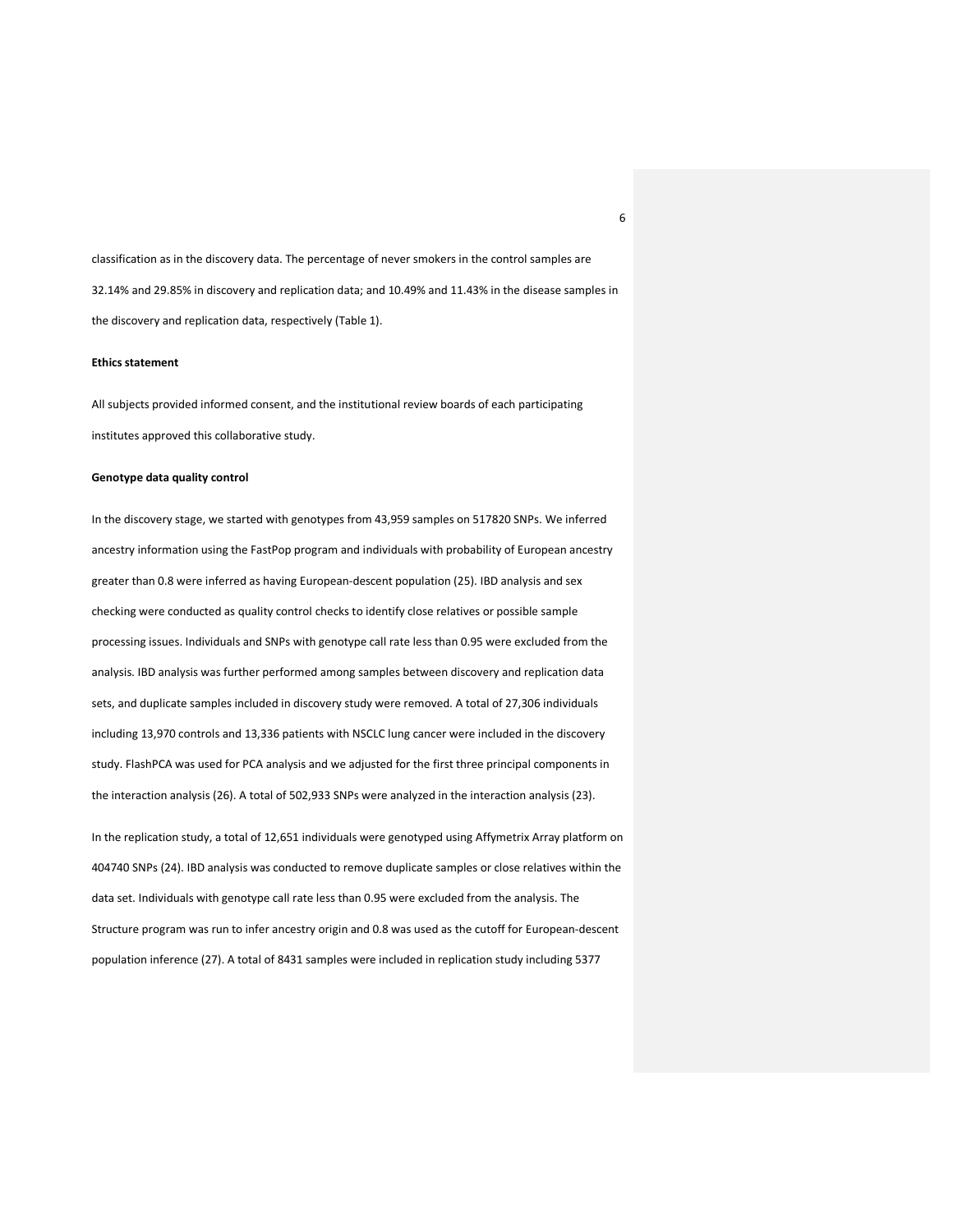classification as in the discovery data. The percentage of never smokers in the control samples are 32.14% and 29.85% in discovery and replication data; and 10.49% and 11.43% in the disease samples in the discovery and replication data, respectively (Table 1).

**Ethics statement**

All subjects provided informed consent, and the institutional review boards of each participating institutes approved this collaborative study.

**Genotype data quality control**

In the discovery stage, we started with genotypes from 43,959 samples on 517820 SNPs. We inferred ancestry information using the FastPop program and individuals with probability of European ancestry greater than 0.8 were inferred as having European-descent population (25). IBD analysis and sex checking were conducted as quality control checks to identify close relatives or possible sample processing issues. Individuals and SNPs with genotype call rate less than 0.95 were excluded from the analysis. IBD analysis was further performed among samples between discovery and replication data sets, and duplicate samples included in discovery study were removed. A total of 27,306 individuals including 13,970 controls and 13,336 patients with NSCLC lung cancer were included in the discovery study. FlashPCA was used for PCA analysis and we adjusted for the first three principal components in the interaction analysis (26). A total of 502,933 SNPs were analyzed in the interaction analysis (23).

In the replication study, a total of 12,651 individuals were genotyped using Affymetrix Array platform on 404740 SNPs (24). IBD analysis was conducted to remove duplicate samples or close relatives within the data set. Individuals with genotype call rate less than 0.95 were excluded from the analysis. The Structure program was run to infer ancestry origin and 0.8 was used as the cutoff for European-descent population inference (27). A total of 8431 samples were included in replication study including 5377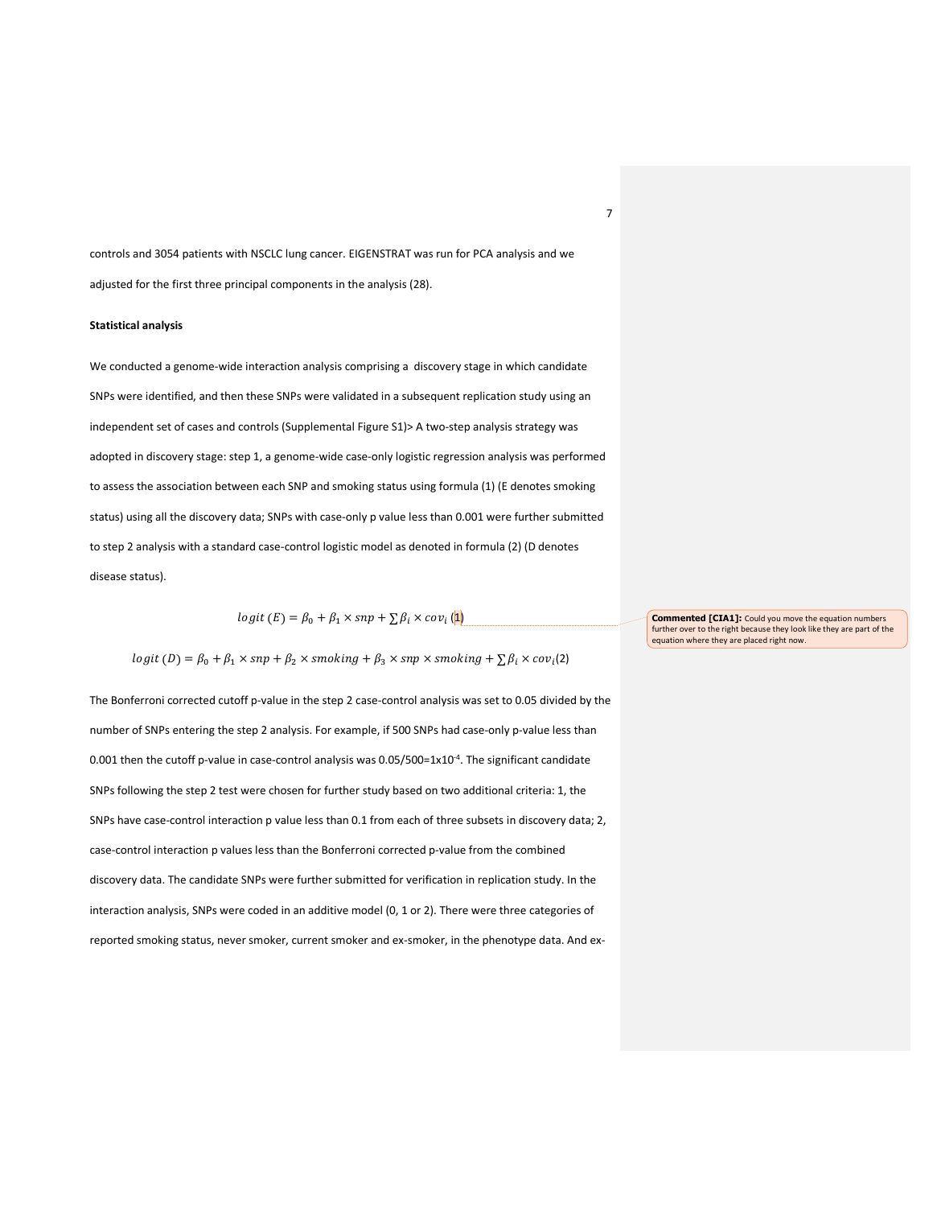controls and 3054 patients with NSCLC lung cancer. EIGENSTRAT was run for PCA analysis and we adjusted for the first three principal components in the analysis (28).

**Statistical analysis**

We conducted a genome-wide interaction analysis comprising a discovery stage in which candidate SNPs were identified, and then these SNPs were validated in a subsequent replication study using an independent set of cases and controls (Supplemental Figure S1)> A two-step analysis strategy was adopted in discovery stage: step 1, a genome-wide case-only logistic regression analysis was performed to assess the association between each SNP and smoking status using formula (1) (E denotes smoking status) using all the discovery data; SNPs with case-only p value less than 0.001 were further submitted to step 2 analysis with a standard case-control logistic model as denoted in formula (2) (D denotes disease status).

$$logit\,(E) = \beta_0 + \beta_1 \times snp + \sum \beta_i \times cov_i \quad (1)$$

$$logit\,(D) = \beta_0 + \beta_1 \times snp + \beta_2 \times smoking + \beta_3 \times snp \times smoking + \sum \beta_i \times cov_i \quad (2)$$

The Bonferroni corrected cutoff p-value in the step 2 case-control analysis was set to 0.05 divided by the number of SNPs entering the step 2 analysis. For example, if 500 SNPs had case-only p-value less than 0.001 then the cutoff p-value in case-control analysis was $0.05/500=1\times10^{-4}$. The significant candidate SNPs following the step 2 test were chosen for further study based on two additional criteria: 1, the SNPs have case-control interaction p value less than 0.1 from each of three subsets in discovery data; 2, case-control interaction p values less than the Bonferroni corrected p-value from the combined discovery data. The candidate SNPs were further submitted for verification in replication study. In the interaction analysis, SNPs were coded in an additive model (0, 1 or 2). There were three categories of reported smoking status, never smoker, current smoker and ex-smoker, in the phenotype data. And ex-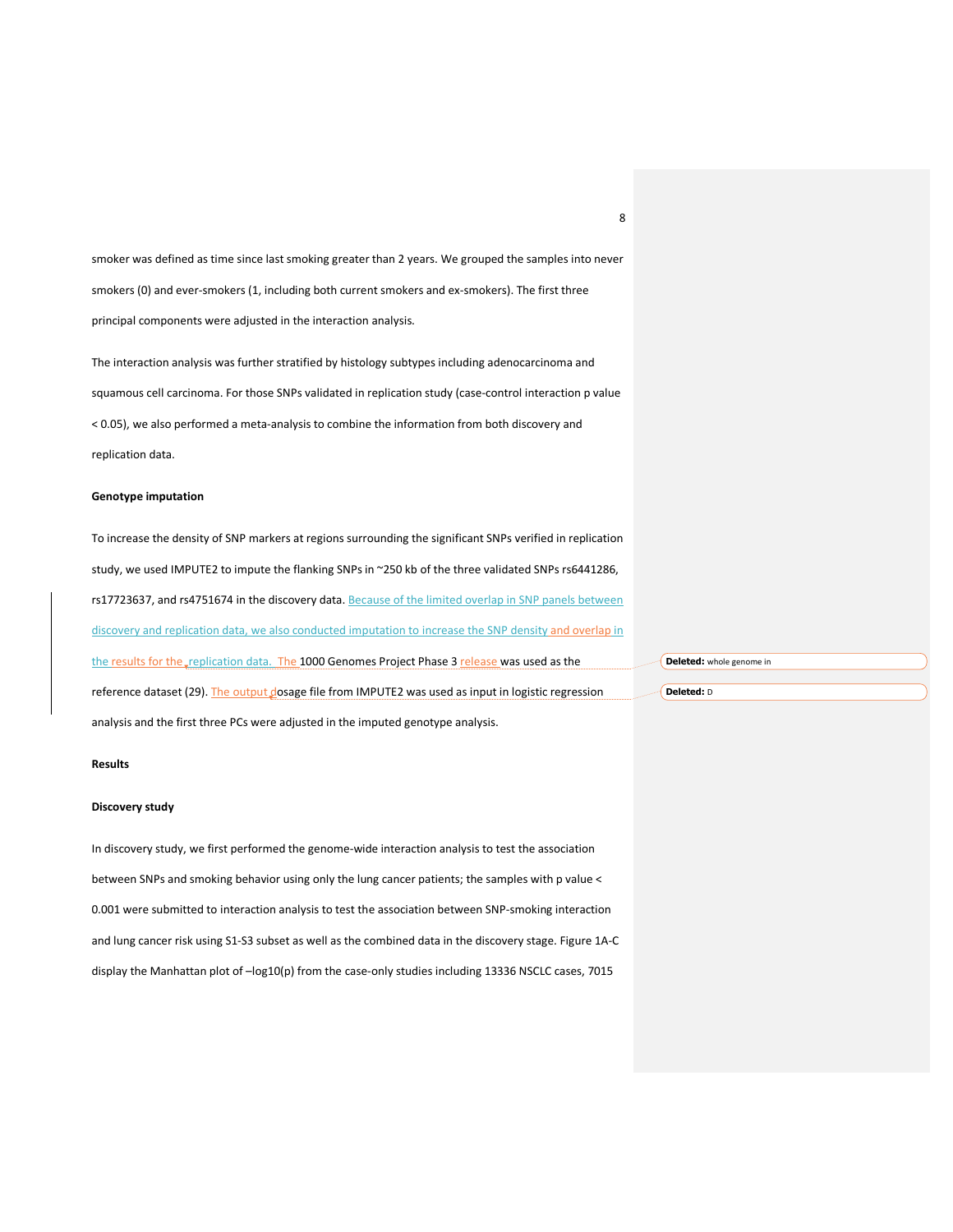smoker was defined as time since last smoking greater than 2 years. We grouped the samples into never smokers (0) and ever-smokers (1, including both current smokers and ex-smokers). The first three principal components were adjusted in the interaction analysis.

The interaction analysis was further stratified by histology subtypes including adenocarcinoma and squamous cell carcinoma. For those SNPs validated in replication study (case-control interaction p value < 0.05), we also performed a meta-analysis to combine the information from both discovery and replication data.

**Genotype imputation**

To increase the density of SNP markers at regions surrounding the significant SNPs verified in replication study, we used IMPUTE2 to impute the flanking SNPs in ~250 kb of the three validated SNPs rs6441286, rs17723637, and rs4751674 in the discovery data. Because of the limited overlap in SNP panels between discovery and replication data, we also conducted imputation to increase the SNP density and overlap in the results for the replication data. The 1000 Genomes Project Phase 3 release was used as the reference dataset (29). The output dosage file from IMPUTE2 was used as input in logistic regression analysis and the first three PCs were adjusted in the imputed genotype analysis.

**Results**

**Discovery study**

In discovery study, we first performed the genome-wide interaction analysis to test the association between SNPs and smoking behavior using only the lung cancer patients; the samples with p value < 0.001 were submitted to interaction analysis to test the association between SNP-smoking interaction and lung cancer risk using S1-S3 subset as well as the combined data in the discovery stage. Figure 1A-C display the Manhattan plot of –log10(p) from the case-only studies including 13336 NSCLC cases, 7015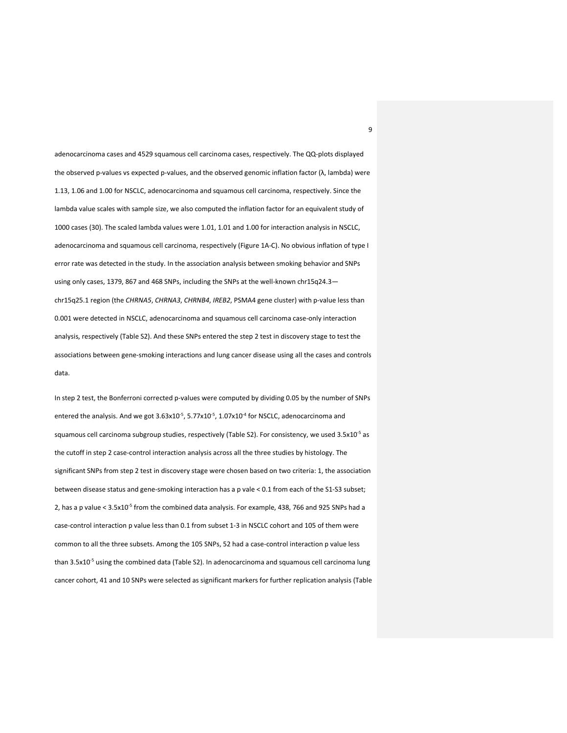adenocarcinoma cases and 4529 squamous cell carcinoma cases, respectively. The QQ-plots displayed the observed p-values vs expected p-values, and the observed genomic inflation factor (λ, lambda) were 1.13, 1.06 and 1.00 for NSCLC, adenocarcinoma and squamous cell carcinoma, respectively. Since the lambda value scales with sample size, we also computed the inflation factor for an equivalent study of 1000 cases (30). The scaled lambda values were 1.01, 1.01 and 1.00 for interaction analysis in NSCLC, adenocarcinoma and squamous cell carcinoma, respectively (Figure 1A-C). No obvious inflation of type I error rate was detected in the study. In the association analysis between smoking behavior and SNPs using only cases, 1379, 867 and 468 SNPs, including the SNPs at the well-known chr15q24.3—chr15q25.1 region (the *CHRNA5*, *CHRNA3*, *CHRNB4*, *IREB2*, PSMA4 gene cluster) with p-value less than 0.001 were detected in NSCLC, adenocarcinoma and squamous cell carcinoma case-only interaction analysis, respectively (Table S2). And these SNPs entered the step 2 test in discovery stage to test the associations between gene-smoking interactions and lung cancer disease using all the cases and controls data.

In step 2 test, the Bonferroni corrected p-values were computed by dividing 0.05 by the number of SNPs entered the analysis. And we got $3.63\text{x}10^{-5}$, $5.77\text{x}10^{-5}$, $1.07\text{x}10^{-4}$ for NSCLC, adenocarcinoma and squamous cell carcinoma subgroup studies, respectively (Table S2). For consistency, we used $3.5\text{x}10^{-5}$ as the cutoff in step 2 case-control interaction analysis across all the three studies by histology. The significant SNPs from step 2 test in discovery stage were chosen based on two criteria: 1, the association between disease status and gene-smoking interaction has a p vale < 0.1 from each of the S1-S3 subset; 2, has a p value < $3.5\text{x}10^{-5}$ from the combined data analysis. For example, 438, 766 and 925 SNPs had a case-control interaction p value less than 0.1 from subset 1-3 in NSCLC cohort and 105 of them were common to all the three subsets. Among the 105 SNPs, 52 had a case-control interaction p value less than $3.5\text{x}10^{-5}$ using the combined data (Table S2). In adenocarcinoma and squamous cell carcinoma lung cancer cohort, 41 and 10 SNPs were selected as significant markers for further replication analysis (Table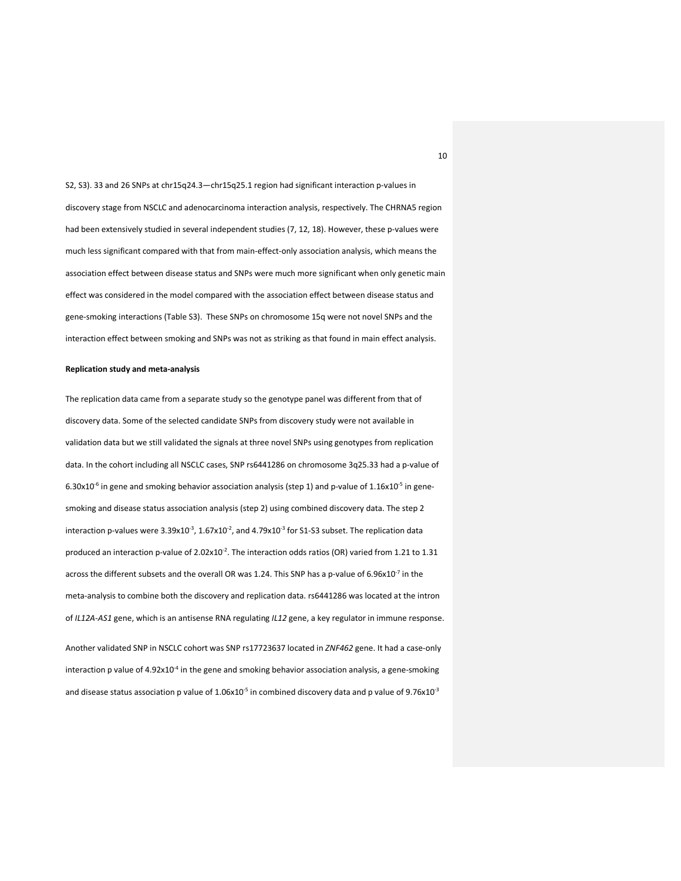S2, S3). 33 and 26 SNPs at chr15q24.3—chr15q25.1 region had significant interaction p-values in discovery stage from NSCLC and adenocarcinoma interaction analysis, respectively. The CHRNA5 region had been extensively studied in several independent studies (7, 12, 18). However, these p-values were much less significant compared with that from main-effect-only association analysis, which means the association effect between disease status and SNPs were much more significant when only genetic main effect was considered in the model compared with the association effect between disease status and gene-smoking interactions (Table S3). These SNPs on chromosome 15q were not novel SNPs and the interaction effect between smoking and SNPs was not as striking as that found in main effect analysis.

**Replication study and meta-analysis**

The replication data came from a separate study so the genotype panel was different from that of discovery data. Some of the selected candidate SNPs from discovery study were not available in validation data but we still validated the signals at three novel SNPs using genotypes from replication data. In the cohort including all NSCLC cases, SNP rs6441286 on chromosome 3q25.33 had a p-value of $6.30 \times 10^{-6}$ in gene and smoking behavior association analysis (step 1) and p-value of $1.16 \times 10^{-5}$ in gene-smoking and disease status association analysis (step 2) using combined discovery data. The step 2 interaction p-values were $3.39 \times 10^{-3}$, $1.67 \times 10^{-2}$, and $4.79 \times 10^{-3}$ for S1-S3 subset. The replication data produced an interaction p-value of $2.02 \times 10^{-2}$. The interaction odds ratios (OR) varied from 1.21 to 1.31 across the different subsets and the overall OR was 1.24. This SNP has a p-value of $6.96 \times 10^{-7}$ in the meta-analysis to combine both the discovery and replication data. rs6441286 was located at the intron of *IL12A-AS1* gene, which is an antisense RNA regulating *IL12* gene, a key regulator in immune response.

Another validated SNP in NSCLC cohort was SNP rs17723637 located in *ZNF462* gene. It had a case-only interaction p value of $4.92 \times 10^{-4}$ in the gene and smoking behavior association analysis, a gene-smoking and disease status association p value of $1.06 \times 10^{-5}$ in combined discovery data and p value of $9.76 \times 10^{-3}$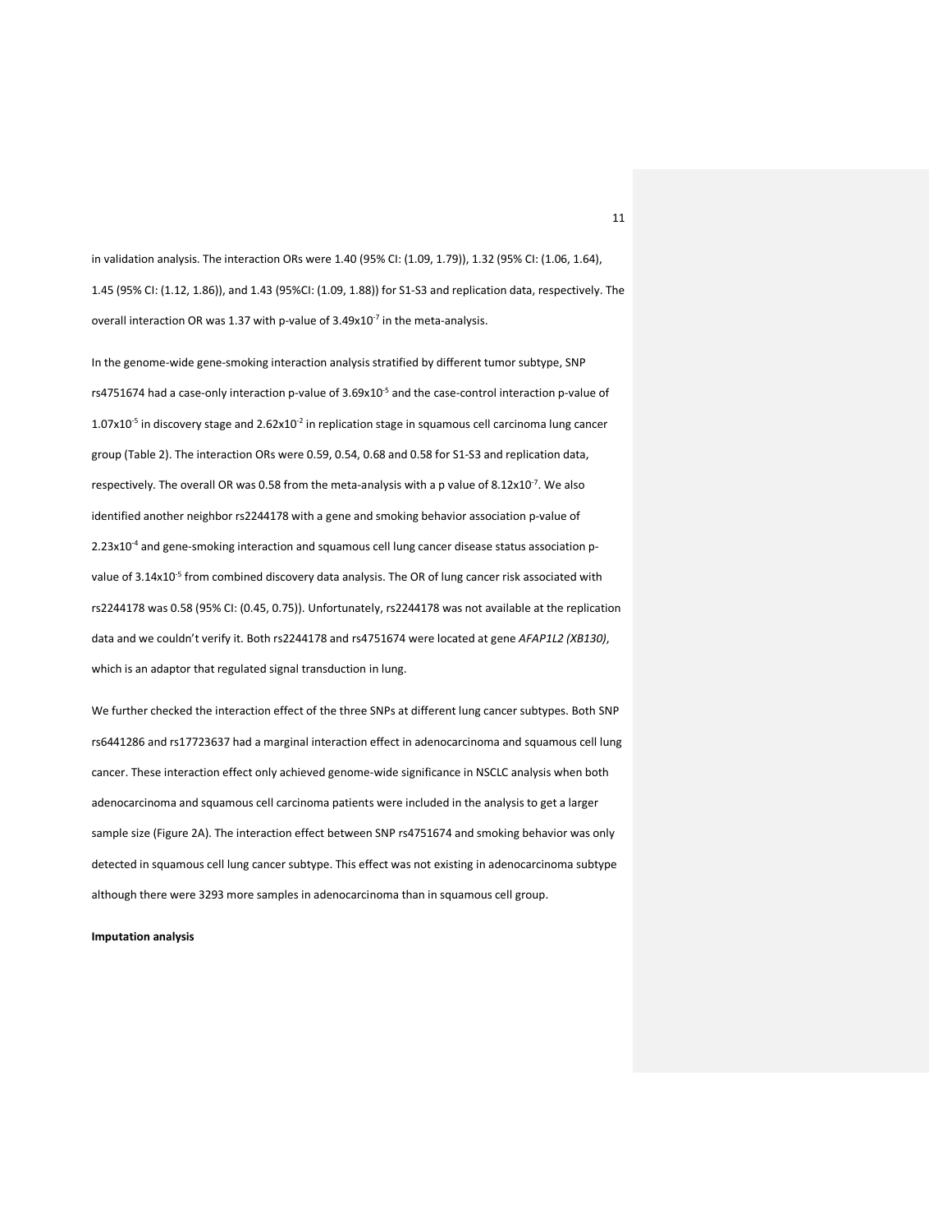in validation analysis. The interaction ORs were 1.40 (95% CI: (1.09, 1.79)), 1.32 (95% CI: (1.06, 1.64), 1.45 (95% CI: (1.12, 1.86)), and 1.43 (95%CI: (1.09, 1.88)) for S1-S3 and replication data, respectively. The overall interaction OR was 1.37 with p-value of $3.49 \times 10^{-7}$ in the meta-analysis.

In the genome-wide gene-smoking interaction analysis stratified by different tumor subtype, SNP rs4751674 had a case-only interaction p-value of $3.69 \times 10^{-5}$ and the case-control interaction p-value of $1.07 \times 10^{-5}$ in discovery stage and $2.62 \times 10^{-2}$ in replication stage in squamous cell carcinoma lung cancer group (Table 2). The interaction ORs were 0.59, 0.54, 0.68 and 0.58 for S1-S3 and replication data, respectively. The overall OR was 0.58 from the meta-analysis with a p value of $8.12 \times 10^{-7}$. We also identified another neighbor rs2244178 with a gene and smoking behavior association p-value of $2.23 \times 10^{-4}$ and gene-smoking interaction and squamous cell lung cancer disease status association p-value of $3.14 \times 10^{-5}$ from combined discovery data analysis. The OR of lung cancer risk associated with rs2244178 was 0.58 (95% CI: (0.45, 0.75)). Unfortunately, rs2244178 was not available at the replication data and we couldn't verify it. Both rs2244178 and rs4751674 were located at gene *AFAP1L2 (XB130)*, which is an adaptor that regulated signal transduction in lung.

We further checked the interaction effect of the three SNPs at different lung cancer subtypes. Both SNP rs6441286 and rs17723637 had a marginal interaction effect in adenocarcinoma and squamous cell lung cancer. These interaction effect only achieved genome-wide significance in NSCLC analysis when both adenocarcinoma and squamous cell carcinoma patients were included in the analysis to get a larger sample size (Figure 2A). The interaction effect between SNP rs4751674 and smoking behavior was only detected in squamous cell lung cancer subtype. This effect was not existing in adenocarcinoma subtype although there were 3293 more samples in adenocarcinoma than in squamous cell group.

**Imputation analysis**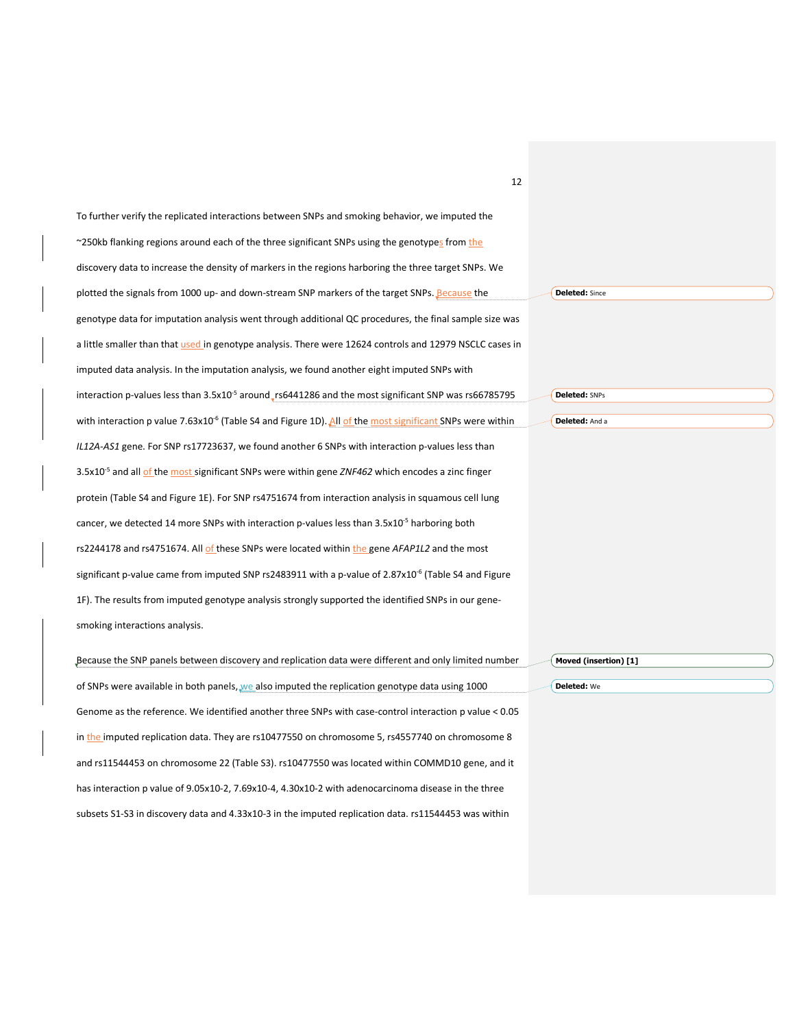To further verify the replicated interactions between SNPs and smoking behavior, we imputed the ~250kb flanking regions around each of the three significant SNPs using the genotypes from the discovery data to increase the density of markers in the regions harboring the three target SNPs. We plotted the signals from 1000 up- and down-stream SNP markers of the target SNPs. Because the genotype data for imputation analysis went through additional QC procedures, the final sample size was a little smaller than that used in genotype analysis. There were 12624 controls and 12979 NSCLC cases in imputed data analysis. In the imputation analysis, we found another eight imputed SNPs with interaction p-values less than $3.5 \times 10^{-5}$ around rs6441286 and the most significant SNP was rs66785795 with interaction p value $7.63 \times 10^{-6}$ (Table S4 and Figure 1D). All of the most significant SNPs were within *IL12A-AS1* gene. For SNP rs17723637, we found another 6 SNPs with interaction p-values less than $3.5 \times 10^{-5}$ and all of the most significant SNPs were within gene *ZNF462* which encodes a zinc finger protein (Table S4 and Figure 1E). For SNP rs4751674 from interaction analysis in squamous cell lung cancer, we detected 14 more SNPs with interaction p-values less than $3.5 \times 10^{-5}$ harboring both rs2244178 and rs4751674. All of these SNPs were located within the gene *AFAP1L2* and the most significant p-value came from imputed SNP rs2483911 with a p-value of $2.87 \times 10^{-6}$ (Table S4 and Figure 1F). The results from imputed genotype analysis strongly supported the identified SNPs in our gene-smoking interactions analysis.

Because the SNP panels between discovery and replication data were different and only limited number of SNPs were available in both panels, we also imputed the replication genotype data using 1000 Genome as the reference. We identified another three SNPs with case-control interaction p value < 0.05 in the imputed replication data. They are rs10477550 on chromosome 5, rs4557740 on chromosome 8 and rs11544453 on chromosome 22 (Table S3). rs10477550 was located within COMMD10 gene, and it has interaction p value of 9.05x10-2, 7.69x10-4, 4.30x10-2 with adenocarcinoma disease in the three subsets S1-S3 in discovery data and 4.33x10-3 in the imputed replication data. rs11544453 was within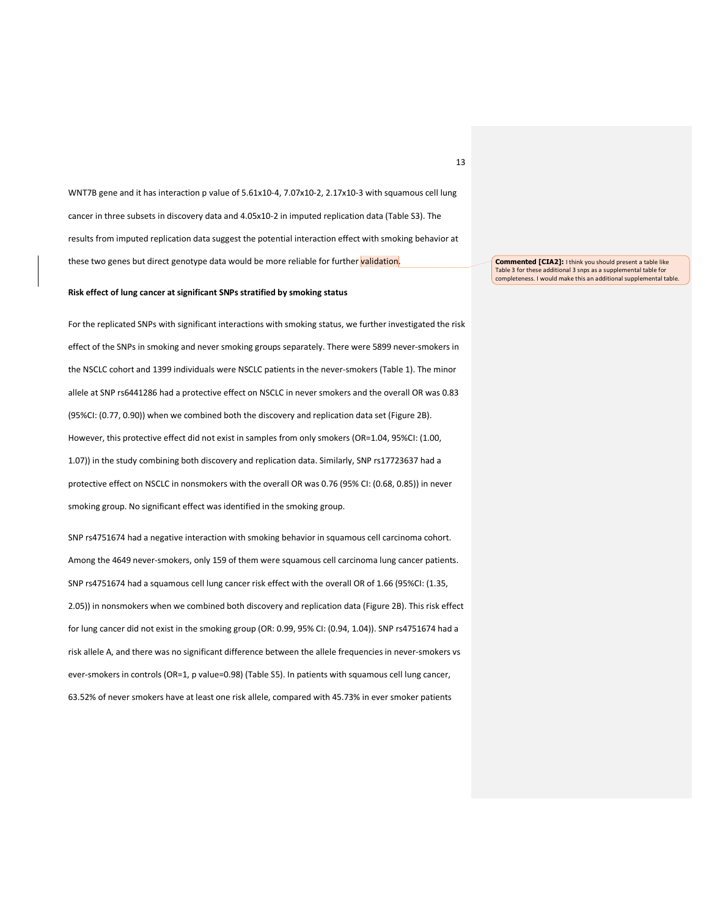WNT7B gene and it has interaction p value of 5.61x10-4, 7.07x10-2, 2.17x10-3 with squamous cell lung cancer in three subsets in discovery data and 4.05x10-2 in imputed replication data (Table S3). The results from imputed replication data suggest the potential interaction effect with smoking behavior at these two genes but direct genotype data would be more reliable for further validation.

**Commented [CIA2]:** I think you should present a table like Table 3 for these additional 3 snps as a supplemental table for completeness. I would make this an additional supplemental table.

**Risk effect of lung cancer at significant SNPs stratified by smoking status**

For the replicated SNPs with significant interactions with smoking status, we further investigated the risk effect of the SNPs in smoking and never smoking groups separately. There were 5899 never-smokers in the NSCLC cohort and 1399 individuals were NSCLC patients in the never-smokers (Table 1). The minor allele at SNP rs6441286 had a protective effect on NSCLC in never smokers and the overall OR was 0.83 (95%CI: (0.77, 0.90)) when we combined both the discovery and replication data set (Figure 2B). However, this protective effect did not exist in samples from only smokers (OR=1.04, 95%CI: (1.00, 1.07)) in the study combining both discovery and replication data. Similarly, SNP rs17723637 had a protective effect on NSCLC in nonsmokers with the overall OR was 0.76 (95% CI: (0.68, 0.85)) in never smoking group. No significant effect was identified in the smoking group.

SNP rs4751674 had a negative interaction with smoking behavior in squamous cell carcinoma cohort. Among the 4649 never-smokers, only 159 of them were squamous cell carcinoma lung cancer patients. SNP rs4751674 had a squamous cell lung cancer risk effect with the overall OR of 1.66 (95%CI: (1.35, 2.05)) in nonsmokers when we combined both discovery and replication data (Figure 2B). This risk effect for lung cancer did not exist in the smoking group (OR: 0.99, 95% CI: (0.94, 1.04)). SNP rs4751674 had a risk allele A, and there was no significant difference between the allele frequencies in never-smokers vs ever-smokers in controls (OR=1, p value=0.98) (Table S5). In patients with squamous cell lung cancer, 63.52% of never smokers have at least one risk allele, compared with 45.73% in ever smoker patients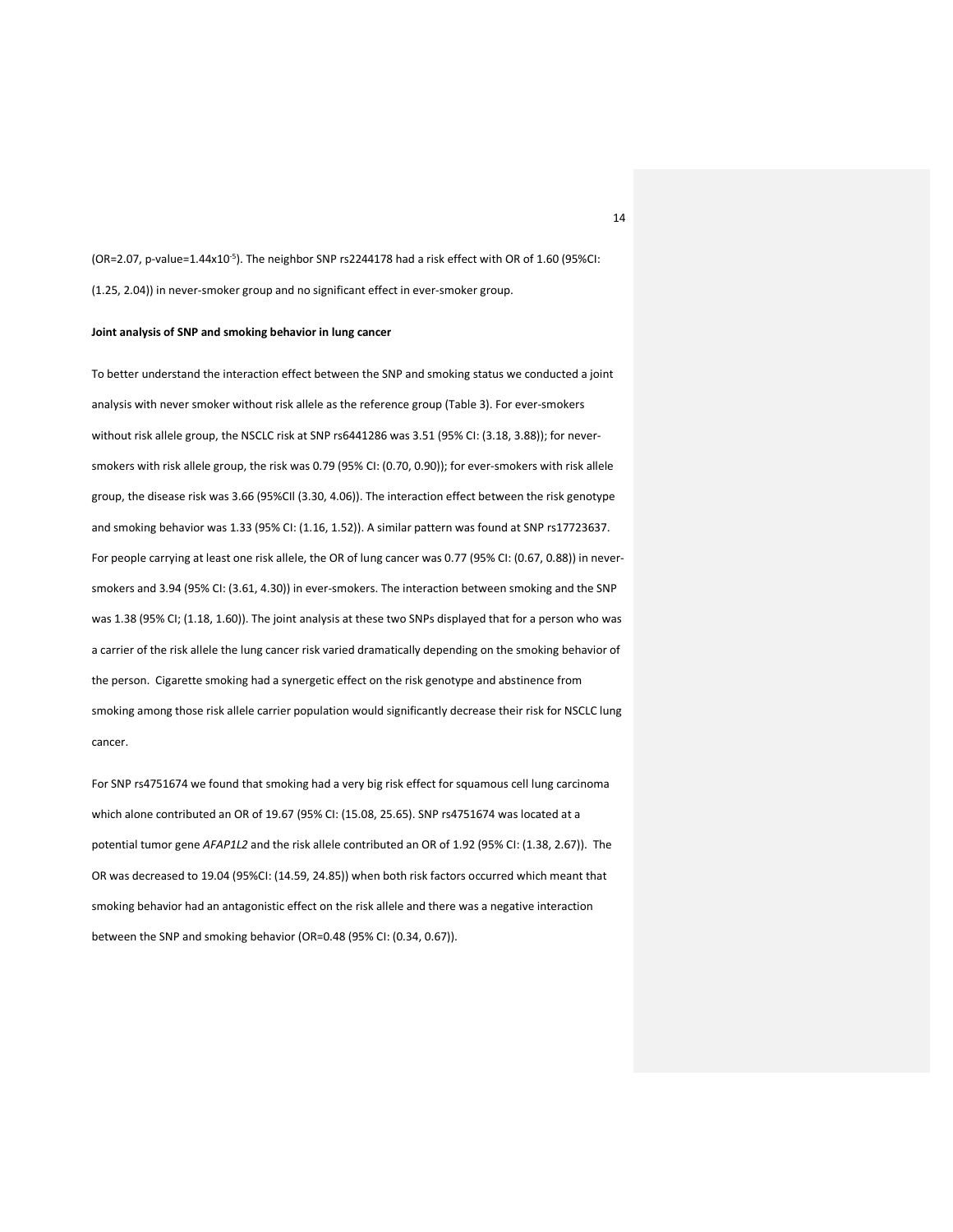(OR=2.07, p-value=1.44x10$^{-5}$). The neighbor SNP rs2244178 had a risk effect with OR of 1.60 (95%CI: (1.25, 2.04)) in never-smoker group and no significant effect in ever-smoker group.

**Joint analysis of SNP and smoking behavior in lung cancer**

To better understand the interaction effect between the SNP and smoking status we conducted a joint analysis with never smoker without risk allele as the reference group (Table 3). For ever-smokers without risk allele group, the NSCLC risk at SNP rs6441286 was 3.51 (95% CI: (3.18, 3.88)); for never-smokers with risk allele group, the risk was 0.79 (95% CI: (0.70, 0.90)); for ever-smokers with risk allele group, the disease risk was 3.66 (95%CII (3.30, 4.06)). The interaction effect between the risk genotype and smoking behavior was 1.33 (95% CI: (1.16, 1.52)). A similar pattern was found at SNP rs17723637. For people carrying at least one risk allele, the OR of lung cancer was 0.77 (95% CI: (0.67, 0.88)) in never-smokers and 3.94 (95% CI: (3.61, 4.30)) in ever-smokers. The interaction between smoking and the SNP was 1.38 (95% CI; (1.18, 1.60)). The joint analysis at these two SNPs displayed that for a person who was a carrier of the risk allele the lung cancer risk varied dramatically depending on the smoking behavior of the person. Cigarette smoking had a synergetic effect on the risk genotype and abstinence from smoking among those risk allele carrier population would significantly decrease their risk for NSCLC lung cancer.

For SNP rs4751674 we found that smoking had a very big risk effect for squamous cell lung carcinoma which alone contributed an OR of 19.67 (95% CI: (15.08, 25.65). SNP rs4751674 was located at a potential tumor gene *AFAP1L2* and the risk allele contributed an OR of 1.92 (95% CI: (1.38, 2.67)). The OR was decreased to 19.04 (95%CI: (14.59, 24.85)) when both risk factors occurred which meant that smoking behavior had an antagonistic effect on the risk allele and there was a negative interaction between the SNP and smoking behavior (OR=0.48 (95% CI: (0.34, 0.67)).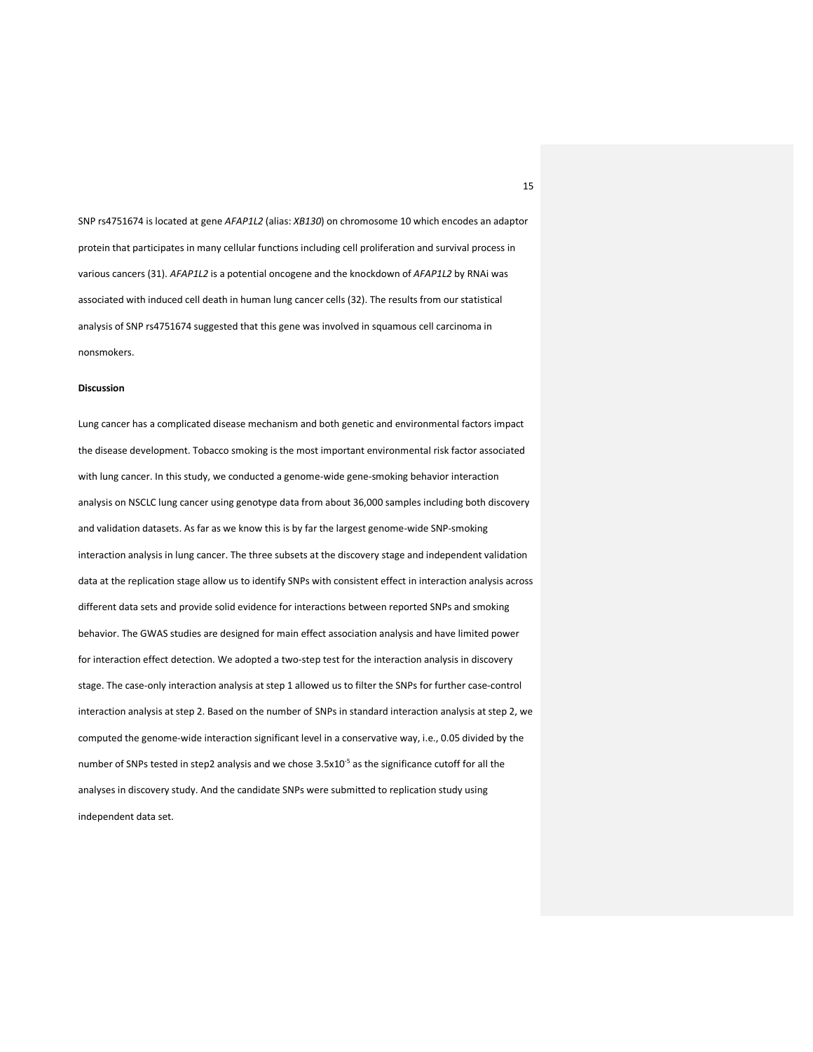SNP rs4751674 is located at gene *AFAP1L2* (alias: *XB130*) on chromosome 10 which encodes an adaptor protein that participates in many cellular functions including cell proliferation and survival process in various cancers (31). *AFAP1L2* is a potential oncogene and the knockdown of *AFAP1L2* by RNAi was associated with induced cell death in human lung cancer cells (32). The results from our statistical analysis of SNP rs4751674 suggested that this gene was involved in squamous cell carcinoma in nonsmokers.

**Discussion**

Lung cancer has a complicated disease mechanism and both genetic and environmental factors impact the disease development. Tobacco smoking is the most important environmental risk factor associated with lung cancer. In this study, we conducted a genome-wide gene-smoking behavior interaction analysis on NSCLC lung cancer using genotype data from about 36,000 samples including both discovery and validation datasets. As far as we know this is by far the largest genome-wide SNP-smoking interaction analysis in lung cancer. The three subsets at the discovery stage and independent validation data at the replication stage allow us to identify SNPs with consistent effect in interaction analysis across different data sets and provide solid evidence for interactions between reported SNPs and smoking behavior. The GWAS studies are designed for main effect association analysis and have limited power for interaction effect detection. We adopted a two-step test for the interaction analysis in discovery stage. The case-only interaction analysis at step 1 allowed us to filter the SNPs for further case-control interaction analysis at step 2. Based on the number of SNPs in standard interaction analysis at step 2, we computed the genome-wide interaction significant level in a conservative way, i.e., 0.05 divided by the number of SNPs tested in step2 analysis and we chose $3.5 \times 10^{-5}$ as the significance cutoff for all the analyses in discovery study. And the candidate SNPs were submitted to replication study using independent data set.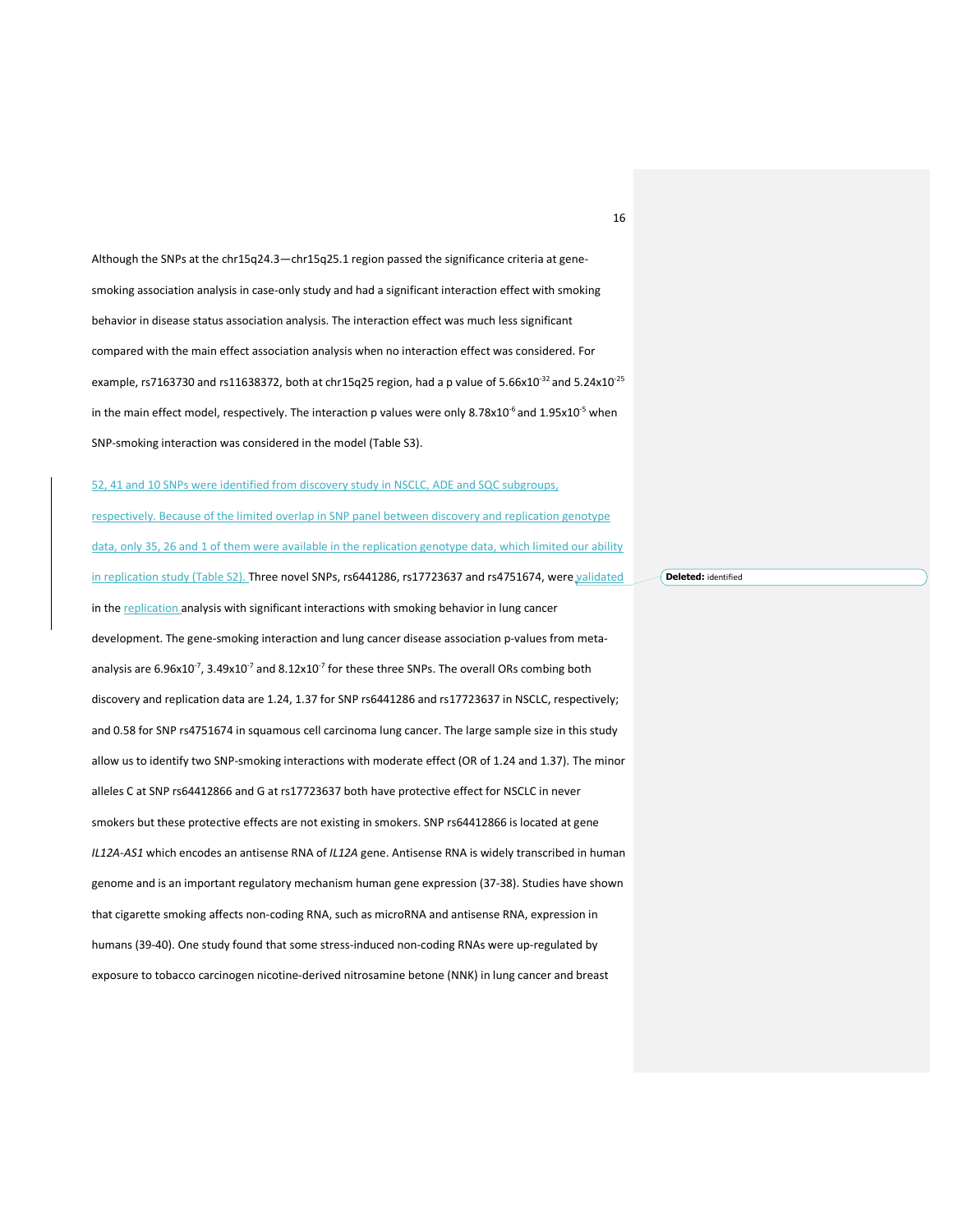Although the SNPs at the chr15q24.3—chr15q25.1 region passed the significance criteria at gene-smoking association analysis in case-only study and had a significant interaction effect with smoking behavior in disease status association analysis. The interaction effect was much less significant compared with the main effect association analysis when no interaction effect was considered. For example, rs7163730 and rs11638372, both at chr15q25 region, had a p value of $5.66 \times 10^{-32}$ and $5.24 \times 10^{-25}$ in the main effect model, respectively. The interaction p values were only $8.78 \times 10^{-6}$ and $1.95 \times 10^{-5}$ when SNP-smoking interaction was considered in the model (Table S3).

52, 41 and 10 SNPs were identified from discovery study in NSCLC, ADE and SQC subgroups, respectively. Because of the limited overlap in SNP panel between discovery and replication genotype data, only 35, 26 and 1 of them were available in the replication genotype data, which limited our ability in replication study (Table S2). Three novel SNPs, rs6441286, rs17723637 and rs4751674, were validated in the replication analysis with significant interactions with smoking behavior in lung cancer development. The gene-smoking interaction and lung cancer disease association p-values from meta-analysis are $6.96 \times 10^{-7}$, $3.49 \times 10^{-7}$ and $8.12 \times 10^{-7}$ for these three SNPs. The overall ORs combing both discovery and replication data are 1.24, 1.37 for SNP rs6441286 and rs17723637 in NSCLC, respectively; and 0.58 for SNP rs4751674 in squamous cell carcinoma lung cancer. The large sample size in this study allow us to identify two SNP-smoking interactions with moderate effect (OR of 1.24 and 1.37). The minor alleles C at SNP rs64412866 and G at rs17723637 both have protective effect for NSCLC in never smokers but these protective effects are not existing in smokers. SNP rs64412866 is located at gene *IL12A-AS1* which encodes an antisense RNA of *IL12A* gene. Antisense RNA is widely transcribed in human genome and is an important regulatory mechanism human gene expression (37-38). Studies have shown that cigarette smoking affects non-coding RNA, such as microRNA and antisense RNA, expression in humans (39-40). One study found that some stress-induced non-coding RNAs were up-regulated by exposure to tobacco carcinogen nicotine-derived nitrosamine betone (NNK) in lung cancer and breast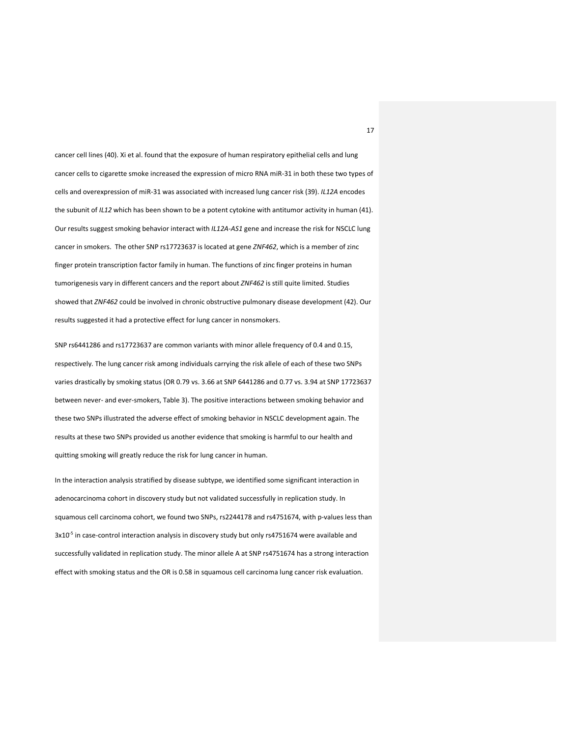cancer cell lines (40). Xi et al. found that the exposure of human respiratory epithelial cells and lung cancer cells to cigarette smoke increased the expression of micro RNA miR-31 in both these two types of cells and overexpression of miR-31 was associated with increased lung cancer risk (39). *IL12A* encodes the subunit of *IL12* which has been shown to be a potent cytokine with antitumor activity in human (41). Our results suggest smoking behavior interact with *IL12A-AS1* gene and increase the risk for NSCLC lung cancer in smokers. The other SNP rs17723637 is located at gene *ZNF462*, which is a member of zinc finger protein transcription factor family in human. The functions of zinc finger proteins in human tumorigenesis vary in different cancers and the report about *ZNF462* is still quite limited. Studies showed that *ZNF462* could be involved in chronic obstructive pulmonary disease development (42). Our results suggested it had a protective effect for lung cancer in nonsmokers.

SNP rs6441286 and rs17723637 are common variants with minor allele frequency of 0.4 and 0.15, respectively. The lung cancer risk among individuals carrying the risk allele of each of these two SNPs varies drastically by smoking status (OR 0.79 vs. 3.66 at SNP 6441286 and 0.77 vs. 3.94 at SNP 17723637 between never- and ever-smokers, Table 3). The positive interactions between smoking behavior and these two SNPs illustrated the adverse effect of smoking behavior in NSCLC development again. The results at these two SNPs provided us another evidence that smoking is harmful to our health and quitting smoking will greatly reduce the risk for lung cancer in human.

In the interaction analysis stratified by disease subtype, we identified some significant interaction in adenocarcinoma cohort in discovery study but not validated successfully in replication study. In squamous cell carcinoma cohort, we found two SNPs, rs2244178 and rs4751674, with p-values less than $3\times10^{-5}$ in case-control interaction analysis in discovery study but only rs4751674 were available and successfully validated in replication study. The minor allele A at SNP rs4751674 has a strong interaction effect with smoking status and the OR is 0.58 in squamous cell carcinoma lung cancer risk evaluation.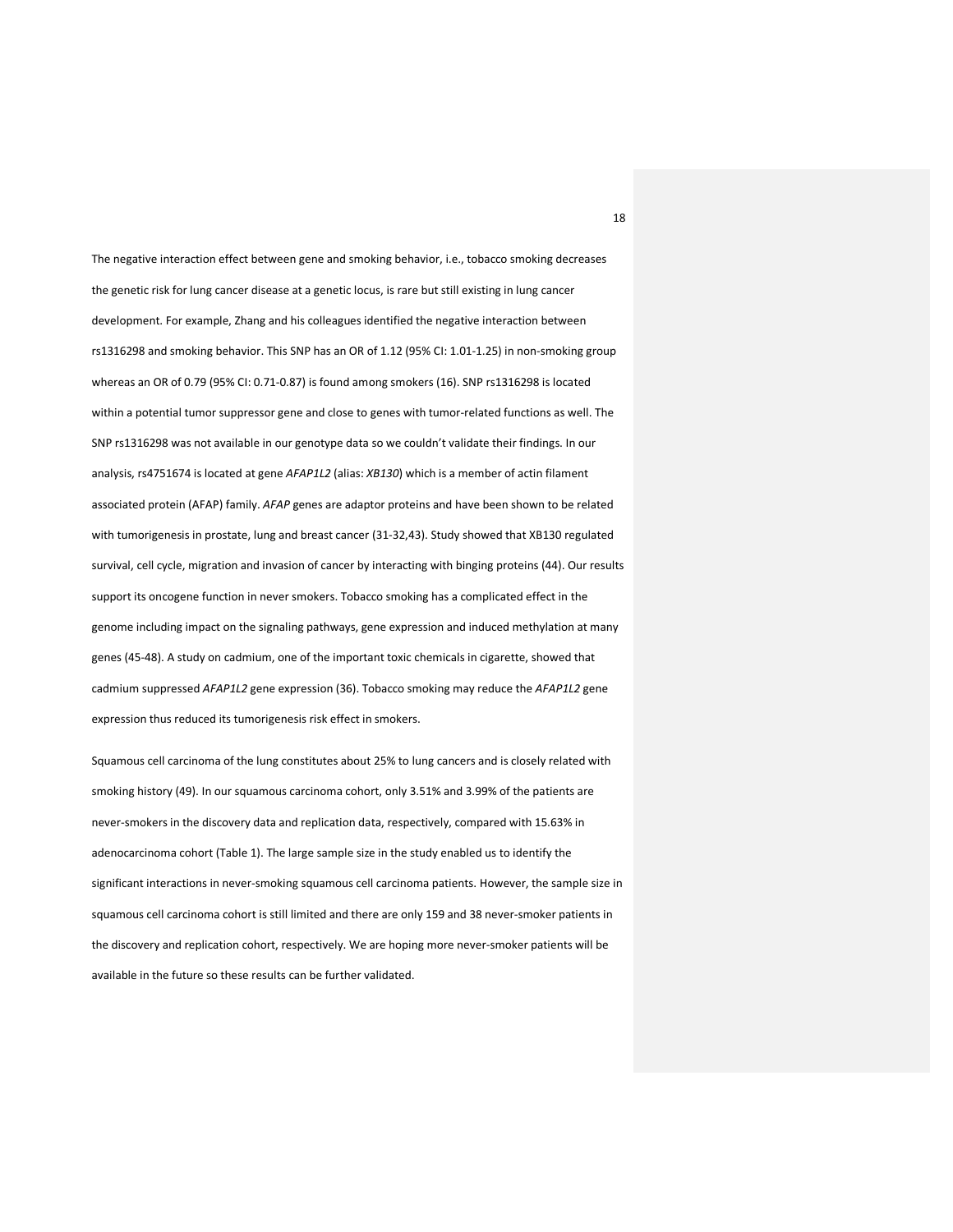The negative interaction effect between gene and smoking behavior, i.e., tobacco smoking decreases the genetic risk for lung cancer disease at a genetic locus, is rare but still existing in lung cancer development. For example, Zhang and his colleagues identified the negative interaction between rs1316298 and smoking behavior. This SNP has an OR of 1.12 (95% CI: 1.01-1.25) in non-smoking group whereas an OR of 0.79 (95% CI: 0.71-0.87) is found among smokers (16). SNP rs1316298 is located within a potential tumor suppressor gene and close to genes with tumor-related functions as well. The SNP rs1316298 was not available in our genotype data so we couldn't validate their findings. In our analysis, rs4751674 is located at gene *AFAP1L2* (alias: *XB130*) which is a member of actin filament associated protein (AFAP) family. *AFAP* genes are adaptor proteins and have been shown to be related with tumorigenesis in prostate, lung and breast cancer (31-32,43). Study showed that XB130 regulated survival, cell cycle, migration and invasion of cancer by interacting with binging proteins (44). Our results support its oncogene function in never smokers. Tobacco smoking has a complicated effect in the genome including impact on the signaling pathways, gene expression and induced methylation at many genes (45-48). A study on cadmium, one of the important toxic chemicals in cigarette, showed that cadmium suppressed *AFAP1L2* gene expression (36). Tobacco smoking may reduce the *AFAP1L2* gene expression thus reduced its tumorigenesis risk effect in smokers.

Squamous cell carcinoma of the lung constitutes about 25% to lung cancers and is closely related with smoking history (49). In our squamous carcinoma cohort, only 3.51% and 3.99% of the patients are never-smokers in the discovery data and replication data, respectively, compared with 15.63% in adenocarcinoma cohort (Table 1). The large sample size in the study enabled us to identify the significant interactions in never-smoking squamous cell carcinoma patients. However, the sample size in squamous cell carcinoma cohort is still limited and there are only 159 and 38 never-smoker patients in the discovery and replication cohort, respectively. We are hoping more never-smoker patients will be available in the future so these results can be further validated.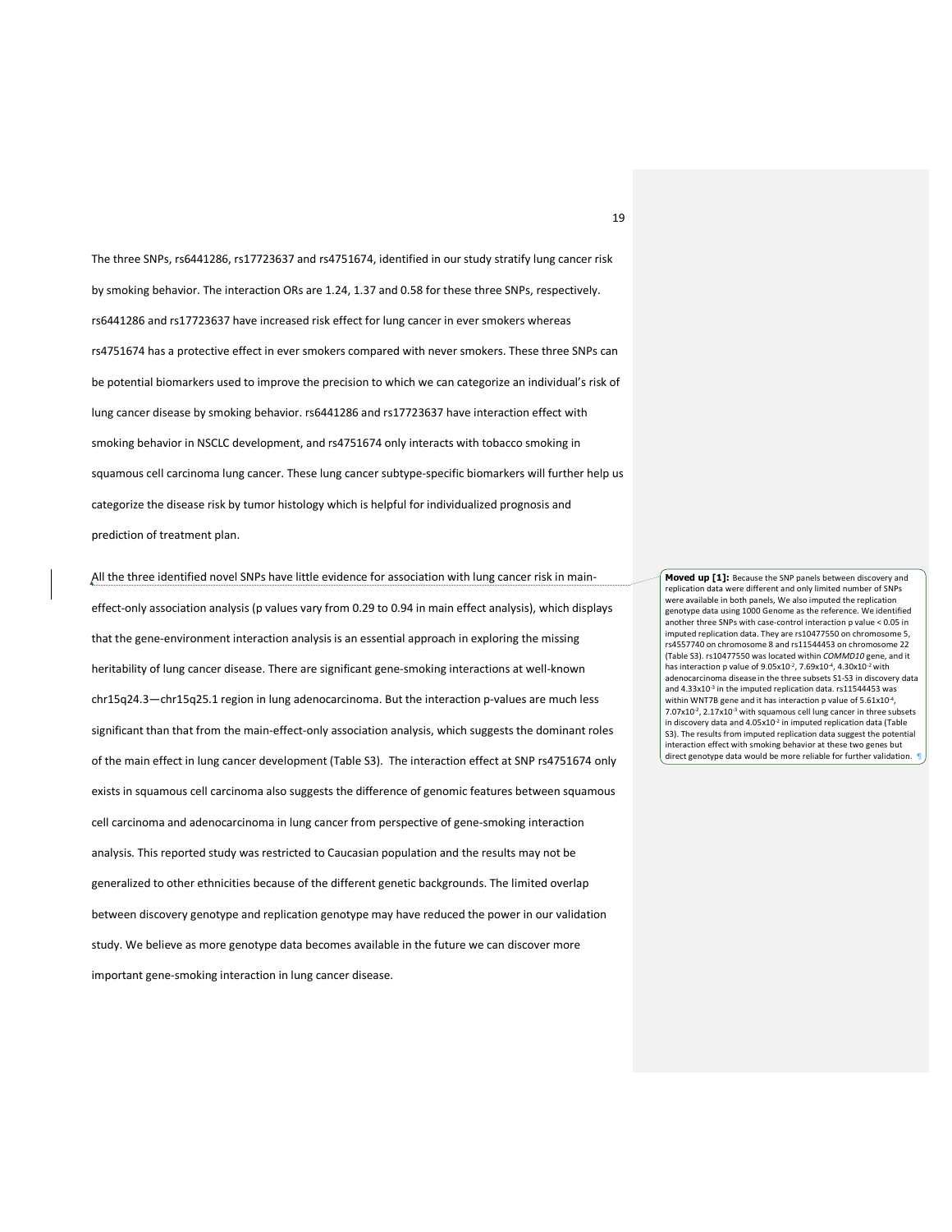The three SNPs, rs6441286, rs17723637 and rs4751674, identified in our study stratify lung cancer risk by smoking behavior. The interaction ORs are 1.24, 1.37 and 0.58 for these three SNPs, respectively. rs6441286 and rs17723637 have increased risk effect for lung cancer in ever smokers whereas rs4751674 has a protective effect in ever smokers compared with never smokers. These three SNPs can be potential biomarkers used to improve the precision to which we can categorize an individual's risk of lung cancer disease by smoking behavior. rs6441286 and rs17723637 have interaction effect with smoking behavior in NSCLC development, and rs4751674 only interacts with tobacco smoking in squamous cell carcinoma lung cancer. These lung cancer subtype-specific biomarkers will further help us categorize the disease risk by tumor histology which is helpful for individualized prognosis and prediction of treatment plan.

All the three identified novel SNPs have little evidence for association with lung cancer risk in main-effect-only association analysis (p values vary from 0.29 to 0.94 in main effect analysis), which displays that the gene-environment interaction analysis is an essential approach in exploring the missing heritability of lung cancer disease. There are significant gene-smoking interactions at well-known chr15q24.3—chr15q25.1 region in lung adenocarcinoma. But the interaction p-values are much less significant than that from the main-effect-only association analysis, which suggests the dominant roles of the main effect in lung cancer development (Table S3). The interaction effect at SNP rs4751674 only exists in squamous cell carcinoma also suggests the difference of genomic features between squamous cell carcinoma and adenocarcinoma in lung cancer from perspective of gene-smoking interaction analysis. This reported study was restricted to Caucasian population and the results may not be generalized to other ethnicities because of the different genetic backgrounds. The limited overlap between discovery genotype and replication genotype may have reduced the power in our validation study. We believe as more genotype data becomes available in the future we can discover more important gene-smoking interaction in lung cancer disease.

**Moved up [1]:** Because the SNP panels between discovery and replication data were different and only limited number of SNPs were available in both panels, We also imputed the replication genotype data using 1000 Genome as the reference. We identified another three SNPs with case-control interaction p value < 0.05 in imputed replication data. They are rs10477550 on chromosome 5, rs4557740 on chromosome 8 and rs11544453 on chromosome 22 (Table S3). rs10477550 was located within *COMMD10* gene, and it has interaction p value of $9.05 \times 10^{-2}$, $7.69 \times 10^{-4}$, $4.30 \times 10^{-2}$ with adenocarcinoma disease in the three subsets S1-S3 in discovery data and $4.33 \times 10^{-3}$ in the imputed replication data. rs11544453 was within WNT7B gene and it has interaction p value of $5.61 \times 10^{-4}$, $7.07 \times 10^{-2}$, $2.17 \times 10^{-3}$ with squamous cell lung cancer in three subsets in discovery data and $4.05 \times 10^{-2}$ in imputed replication data (Table S3). The results from imputed replication data suggest the potential interaction effect with smoking behavior at these two genes but direct genotype data would be more reliable for further validation.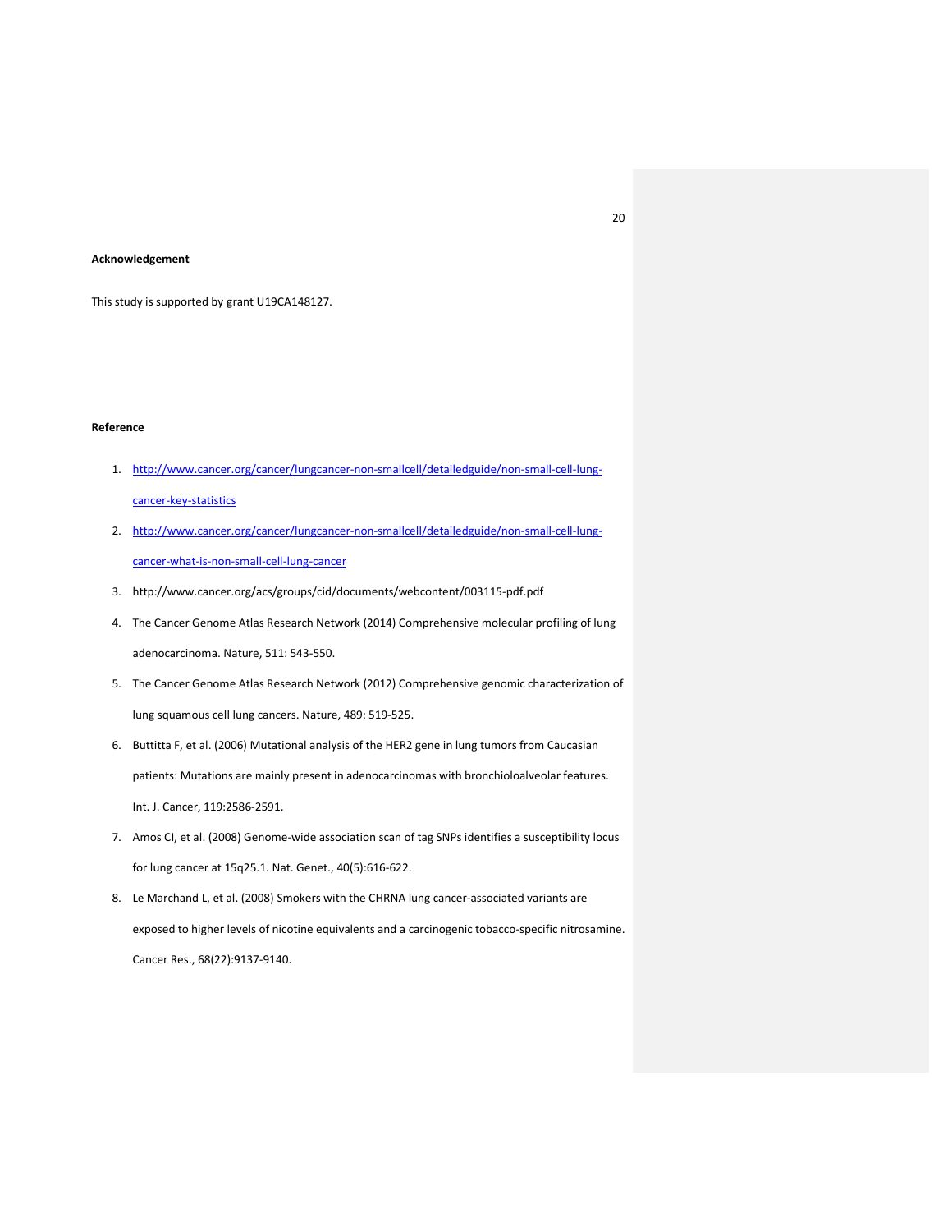**Acknowledgement**

This study is supported by grant U19CA148127.

**Reference**

1. http://www.cancer.org/cancer/lungcancer-non-smallcell/detailedguide/non-small-cell-lung-cancer-key-statistics
2. http://www.cancer.org/cancer/lungcancer-non-smallcell/detailedguide/non-small-cell-lung-cancer-what-is-non-small-cell-lung-cancer
3. http://www.cancer.org/acs/groups/cid/documents/webcontent/003115-pdf.pdf
4. The Cancer Genome Atlas Research Network (2014) Comprehensive molecular profiling of lung adenocarcinoma. Nature, 511: 543-550.
5. The Cancer Genome Atlas Research Network (2012) Comprehensive genomic characterization of lung squamous cell lung cancers. Nature, 489: 519-525.
6. Buttitta F, et al. (2006) Mutational analysis of the HER2 gene in lung tumors from Caucasian patients: Mutations are mainly present in adenocarcinomas with bronchioloalveolar features. Int. J. Cancer, 119:2586-2591.
7. Amos CI, et al. (2008) Genome-wide association scan of tag SNPs identifies a susceptibility locus for lung cancer at 15q25.1. Nat. Genet., 40(5):616-622.
8. Le Marchand L, et al. (2008) Smokers with the CHRNA lung cancer-associated variants are exposed to higher levels of nicotine equivalents and a carcinogenic tobacco-specific nitrosamine. Cancer Res., 68(22):9137-9140.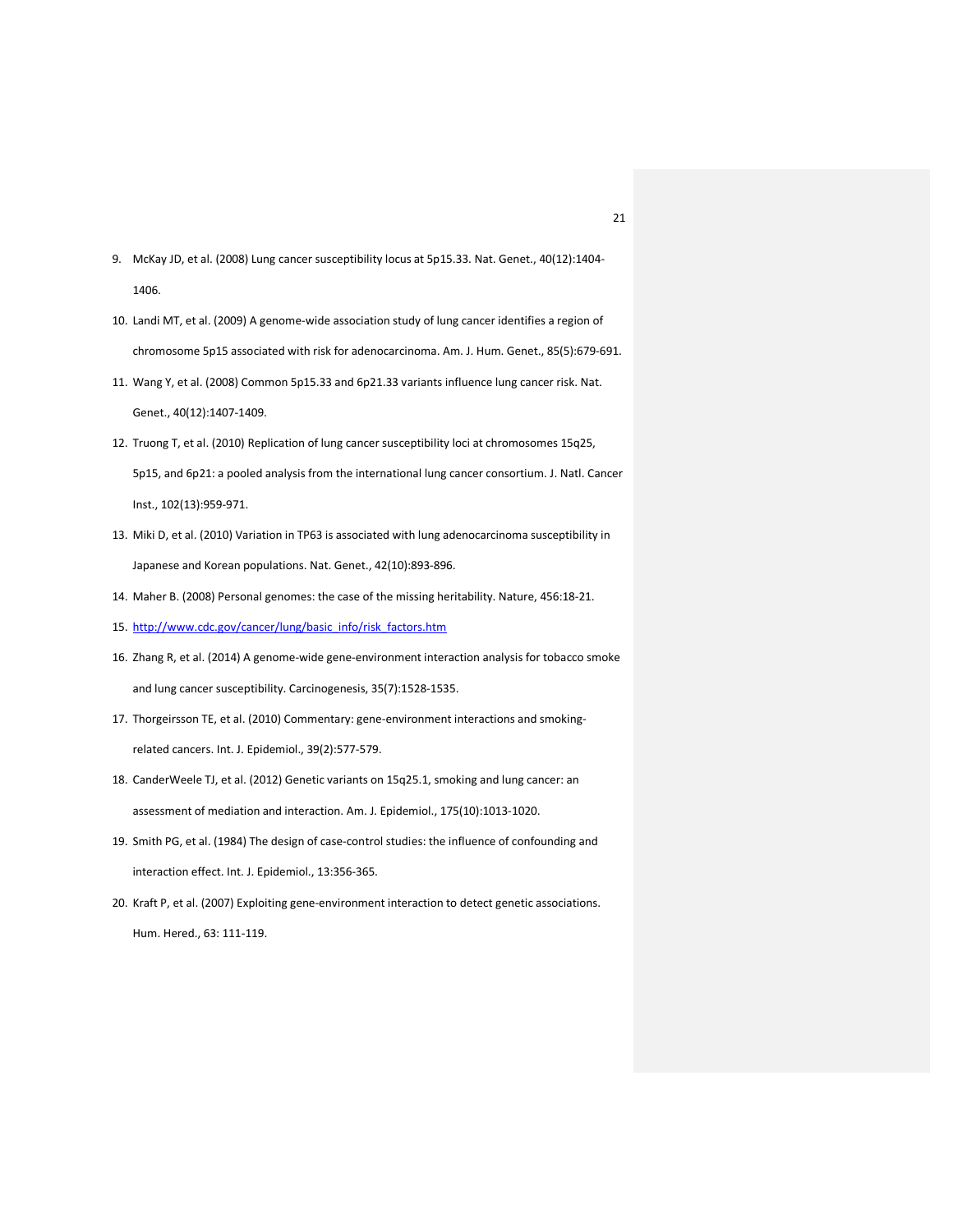9. McKay JD, et al. (2008) Lung cancer susceptibility locus at 5p15.33. Nat. Genet., 40(12):1404-1406.
10. Landi MT, et al. (2009) A genome-wide association study of lung cancer identifies a region of chromosome 5p15 associated with risk for adenocarcinoma. Am. J. Hum. Genet., 85(5):679-691.
11. Wang Y, et al. (2008) Common 5p15.33 and 6p21.33 variants influence lung cancer risk. Nat. Genet., 40(12):1407-1409.
12. Truong T, et al. (2010) Replication of lung cancer susceptibility loci at chromosomes 15q25, 5p15, and 6p21: a pooled analysis from the international lung cancer consortium. J. Natl. Cancer Inst., 102(13):959-971.
13. Miki D, et al. (2010) Variation in TP63 is associated with lung adenocarcinoma susceptibility in Japanese and Korean populations. Nat. Genet., 42(10):893-896.
14. Maher B. (2008) Personal genomes: the case of the missing heritability. Nature, 456:18-21.
15. http://www.cdc.gov/cancer/lung/basic_info/risk_factors.htm
16. Zhang R, et al. (2014) A genome-wide gene-environment interaction analysis for tobacco smoke and lung cancer susceptibility. Carcinogenesis, 35(7):1528-1535.
17. Thorgeirsson TE, et al. (2010) Commentary: gene-environment interactions and smoking-related cancers. Int. J. Epidemiol., 39(2):577-579.
18. CanderWeele TJ, et al. (2012) Genetic variants on 15q25.1, smoking and lung cancer: an assessment of mediation and interaction. Am. J. Epidemiol., 175(10):1013-1020.
19. Smith PG, et al. (1984) The design of case-control studies: the influence of confounding and interaction effect. Int. J. Epidemiol., 13:356-365.
20. Kraft P, et al. (2007) Exploiting gene-environment interaction to detect genetic associations. Hum. Hered., 63: 111-119.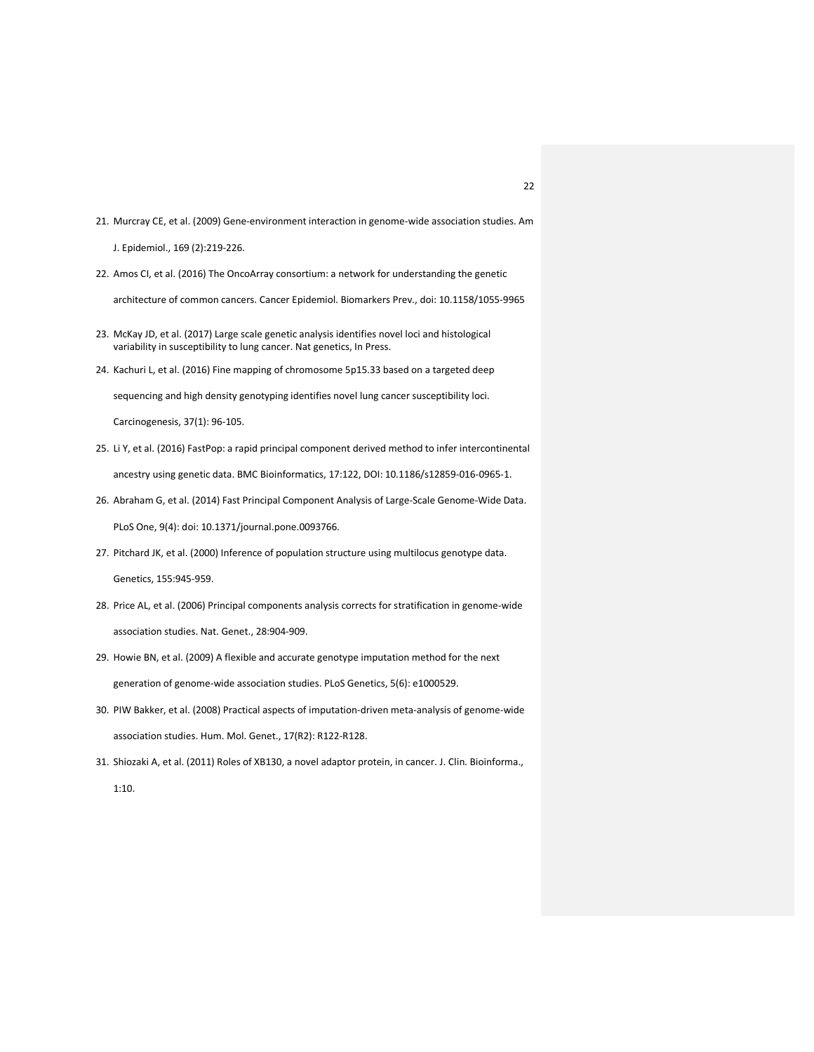21. Murcray CE, et al. (2009) Gene-environment interaction in genome-wide association studies. Am J. Epidemiol., 169 (2):219-226.
22. Amos CI, et al. (2016) The OncoArray consortium: a network for understanding the genetic architecture of common cancers. Cancer Epidemiol. Biomarkers Prev., doi: 10.1158/1055-9965
23. McKay JD, et al. (2017) Large scale genetic analysis identifies novel loci and histological variability in susceptibility to lung cancer. Nat genetics, In Press.
24. Kachuri L, et al. (2016) Fine mapping of chromosome 5p15.33 based on a targeted deep sequencing and high density genotyping identifies novel lung cancer susceptibility loci. Carcinogenesis, 37(1): 96-105.
25. Li Y, et al. (2016) FastPop: a rapid principal component derived method to infer intercontinental ancestry using genetic data. BMC Bioinformatics, 17:122, DOI: 10.1186/s12859-016-0965-1.
26. Abraham G, et al. (2014) Fast Principal Component Analysis of Large-Scale Genome-Wide Data. PLoS One, 9(4): doi: 10.1371/journal.pone.0093766.
27. Pitchard JK, et al. (2000) Inference of population structure using multilocus genotype data. Genetics, 155:945-959.
28. Price AL, et al. (2006) Principal components analysis corrects for stratification in genome-wide association studies. Nat. Genet., 28:904-909.
29. Howie BN, et al. (2009) A flexible and accurate genotype imputation method for the next generation of genome-wide association studies. PLoS Genetics, 5(6): e1000529.
30. PIW Bakker, et al. (2008) Practical aspects of imputation-driven meta-analysis of genome-wide association studies. Hum. Mol. Genet., 17(R2): R122-R128.
31. Shiozaki A, et al. (2011) Roles of XB130, a novel adaptor protein, in cancer. J. Clin. Bioinforma., 1:10.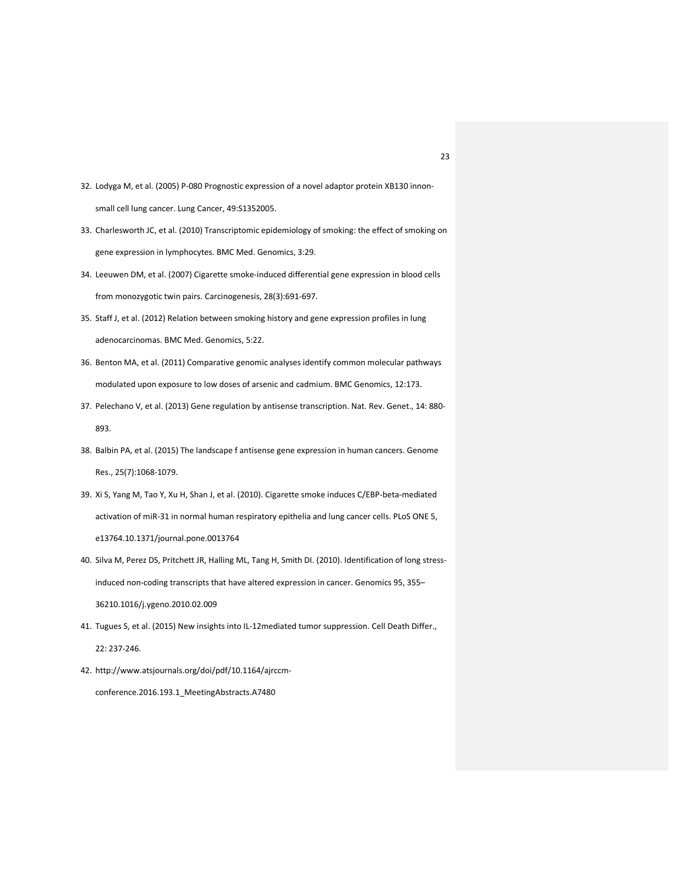32. Lodyga M, et al. (2005) P-080 Prognostic expression of a novel adaptor protein XB130 innon-small cell lung cancer. Lung Cancer, 49:S1352005.
33. Charlesworth JC, et al. (2010) Transcriptomic epidemiology of smoking: the effect of smoking on gene expression in lymphocytes. BMC Med. Genomics, 3:29.
34. Leeuwen DM, et al. (2007) Cigarette smoke-induced differential gene expression in blood cells from monozygotic twin pairs. Carcinogenesis, 28(3):691-697.
35. Staff J, et al. (2012) Relation between smoking history and gene expression profiles in lung adenocarcinomas. BMC Med. Genomics, 5:22.
36. Benton MA, et al. (2011) Comparative genomic analyses identify common molecular pathways modulated upon exposure to low doses of arsenic and cadmium. BMC Genomics, 12:173.
37. Pelechano V, et al. (2013) Gene regulation by antisense transcription. Nat. Rev. Genet., 14: 880-893.
38. Balbin PA, et al. (2015) The landscape f antisense gene expression in human cancers. Genome Res., 25(7):1068-1079.
39. Xi S, Yang M, Tao Y, Xu H, Shan J, et al. (2010). Cigarette smoke induces C/EBP-beta-mediated activation of miR-31 in normal human respiratory epithelia and lung cancer cells. PLoS ONE 5, e13764.10.1371/journal.pone.0013764
40. Silva M, Perez DS, Pritchett JR, Halling ML, Tang H, Smith DI. (2010). Identification of long stress-induced non-coding transcripts that have altered expression in cancer. Genomics 95, 355–36210.1016/j.ygeno.2010.02.009
41. Tugues S, et al. (2015) New insights into IL-12mediated tumor suppression. Cell Death Differ., 22: 237-246.
42. http://www.atsjournals.org/doi/pdf/10.1164/ajrccm-conference.2016.193.1_MeetingAbstracts.A7480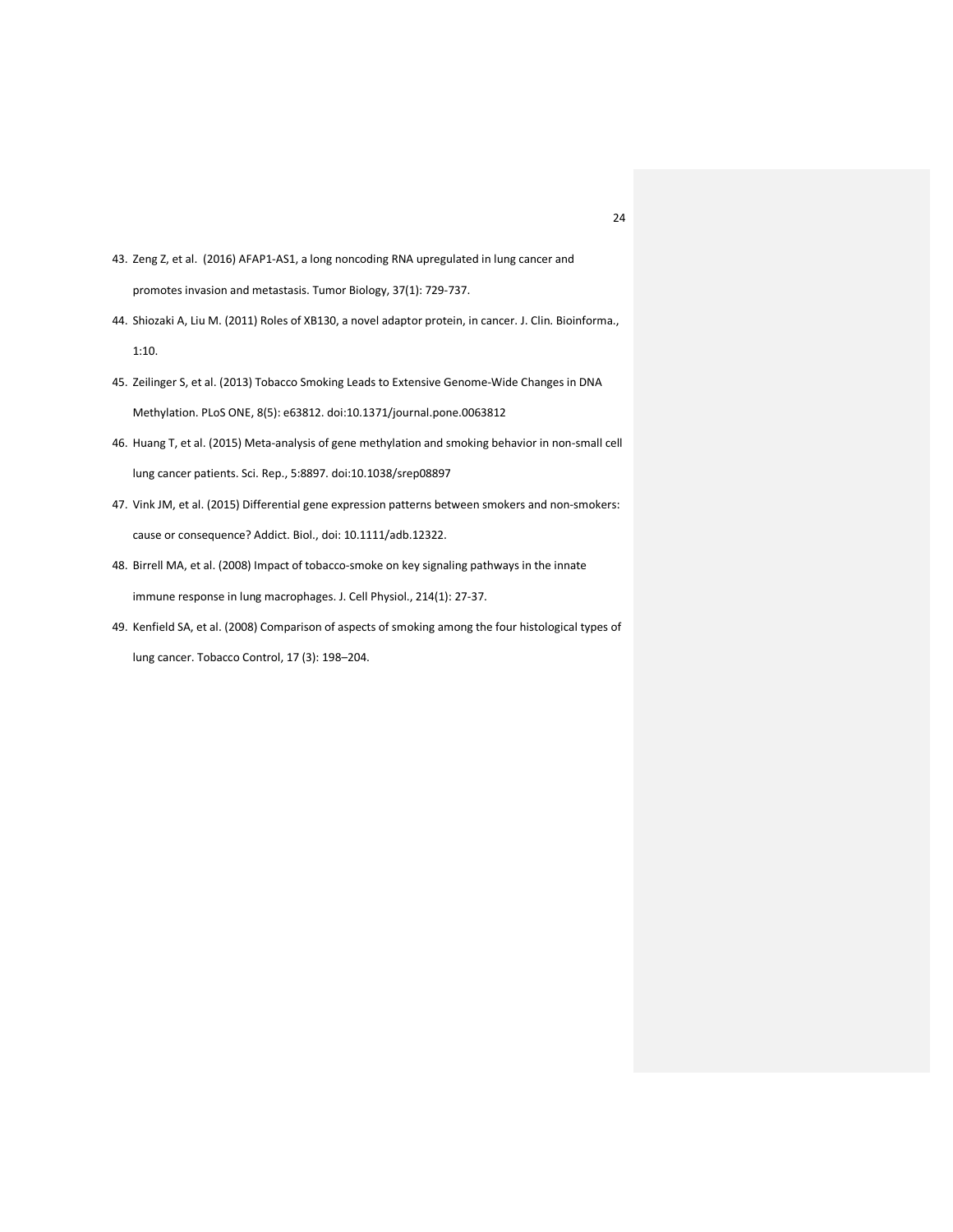43. Zeng Z, et al.  (2016) AFAP1-AS1, a long noncoding RNA upregulated in lung cancer and promotes invasion and metastasis. Tumor Biology, 37(1): 729-737.
44. Shiozaki A, Liu M. (2011) Roles of XB130, a novel adaptor protein, in cancer. J. Clin. Bioinforma., 1:10.
45. Zeilinger S, et al. (2013) Tobacco Smoking Leads to Extensive Genome-Wide Changes in DNA Methylation. PLoS ONE, 8(5): e63812. doi:10.1371/journal.pone.0063812
46. Huang T, et al. (2015) Meta-analysis of gene methylation and smoking behavior in non-small cell lung cancer patients. Sci. Rep., 5:8897. doi:10.1038/srep08897
47. Vink JM, et al. (2015) Differential gene expression patterns between smokers and non-smokers: cause or consequence? Addict. Biol., doi: 10.1111/adb.12322.
48. Birrell MA, et al. (2008) Impact of tobacco-smoke on key signaling pathways in the innate immune response in lung macrophages. J. Cell Physiol., 214(1): 27-37.
49. Kenfield SA, et al. (2008) Comparison of aspects of smoking among the four histological types of lung cancer. Tobacco Control, 17 (3): 198–204.